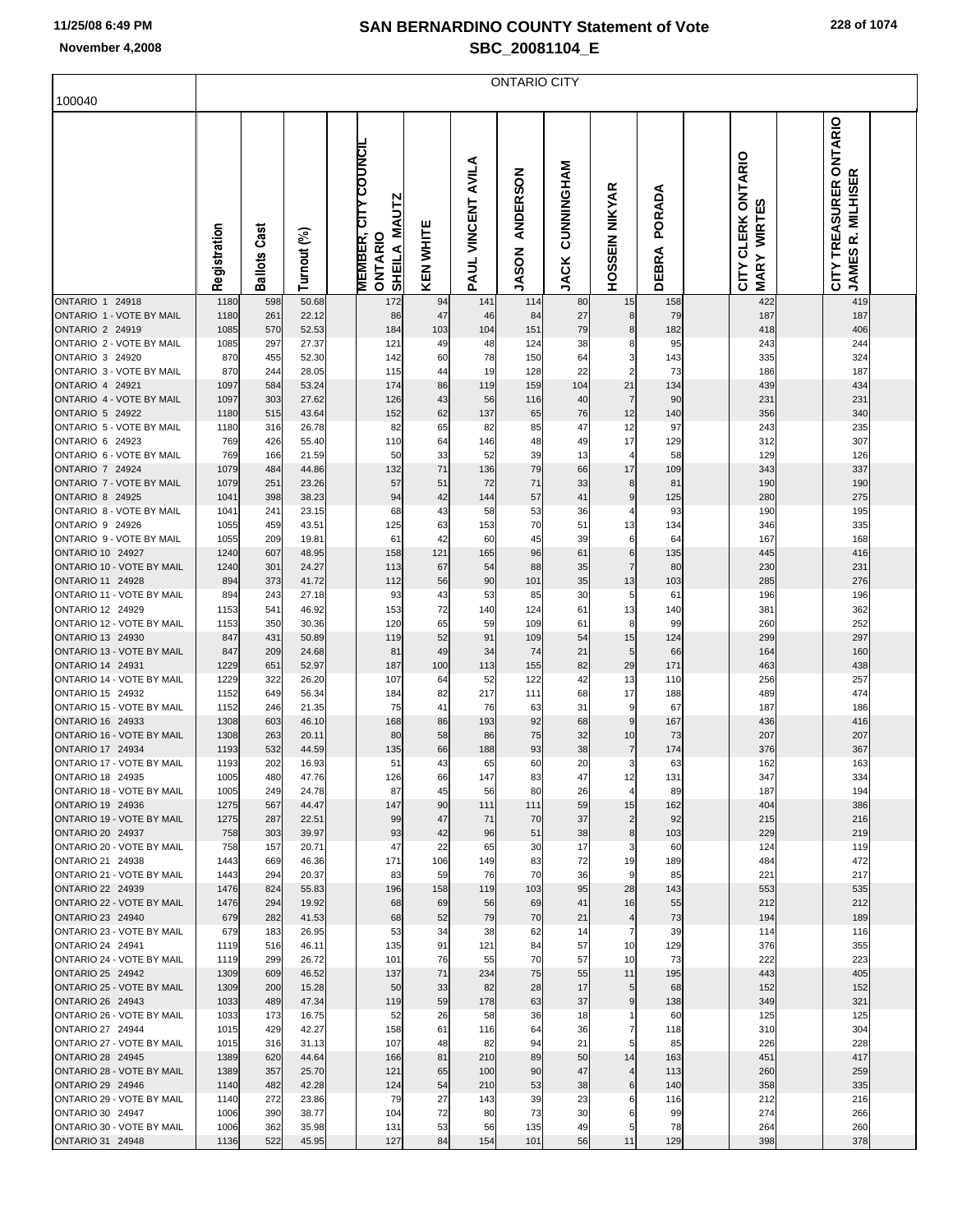# SAN BERNARDINO COUNTY Statement of Vote

## SBC_20081104_E

100040

| | ONTARIO CITY | | | | | | | | | | | | | | | |
|---|---|---|---|---|---|---|---|---|---|---|---|---|---|---|---|---|
| | Registration | Ballots Cast | Turnout (%) | | MEMBER, CITY COUNCIL ONTARIO SHEILA MAUTZ | KEN WHITE | PAUL VINCENT AVILA | JASON ANDERSON | JACK CUNNINGHAM | HOSSEIN NIKYAR | DEBRA PORADA | | CITY CLERK ONTARIO MARY WIRTES | | CITY TREASURER ONTARIO JAMES R. MILHISER | |
| ONTARIO 1 24918 | 1180 | 598 | 50.68 | | 172 | 94 | 141 | 114 | 80 | 15 | 158 | | 422 | | 419 | |
| ONTARIO 1 - VOTE BY MAIL | 1180 | 261 | 22.12 | | 86 | 47 | 46 | 84 | 27 | 8 | 79 | | 187 | | 187 | |
| ONTARIO 2 24919 | 1085 | 570 | 52.53 | | 184 | 103 | 104 | 151 | 79 | 8 | 182 | | 418 | | 406 | |
| ONTARIO 2 - VOTE BY MAIL | 1085 | 297 | 27.37 | | 121 | 49 | 48 | 124 | 38 | 8 | 95 | | 243 | | 244 | |
| ONTARIO 3 24920 | 870 | 455 | 52.30 | | 142 | 60 | 78 | 150 | 64 | 3 | 143 | | 335 | | 324 | |
| ONTARIO 3 - VOTE BY MAIL | 870 | 244 | 28.05 | | 115 | 44 | 19 | 128 | 22 | 2 | 73 | | 186 | | 187 | |
| ONTARIO 4 24921 | 1097 | 584 | 53.24 | | 174 | 86 | 119 | 159 | 104 | 21 | 134 | | 439 | | 434 | |
| ONTARIO 4 - VOTE BY MAIL | 1097 | 303 | 27.62 | | 126 | 43 | 56 | 116 | 40 | 7 | 90 | | 231 | | 231 | |
| ONTARIO 5 24922 | 1180 | 515 | 43.64 | | 152 | 62 | 137 | 65 | 76 | 12 | 140 | | 356 | | 340 | |
| ONTARIO 5 - VOTE BY MAIL | 1180 | 316 | 26.78 | | 82 | 65 | 82 | 85 | 47 | 12 | 97 | | 243 | | 235 | |
| ONTARIO 6 24923 | 769 | 426 | 55.40 | | 110 | 64 | 146 | 48 | 49 | 17 | 129 | | 312 | | 307 | |
| ONTARIO 6 - VOTE BY MAIL | 769 | 166 | 21.59 | | 50 | 33 | 52 | 39 | 13 | 4 | 58 | | 129 | | 126 | |
| ONTARIO 7 24924 | 1079 | 484 | 44.86 | | 132 | 71 | 136 | 79 | 66 | 17 | 109 | | 343 | | 337 | |
| ONTARIO 7 - VOTE BY MAIL | 1079 | 251 | 23.26 | | 57 | 51 | 72 | 71 | 33 | 8 | 81 | | 190 | | 190 | |
| ONTARIO 8 24925 | 1041 | 398 | 38.23 | | 94 | 42 | 144 | 57 | 41 | 9 | 125 | | 280 | | 275 | |
| ONTARIO 8 - VOTE BY MAIL | 1041 | 241 | 23.15 | | 68 | 43 | 58 | 53 | 36 | 4 | 93 | | 190 | | 195 | |
| ONTARIO 9 24926 | 1055 | 459 | 43.51 | | 125 | 63 | 153 | 70 | 51 | 13 | 134 | | 346 | | 335 | |
| ONTARIO 9 - VOTE BY MAIL | 1055 | 209 | 19.81 | | 61 | 42 | 60 | 45 | 39 | 6 | 64 | | 167 | | 168 | |
| ONTARIO 10 24927 | 1240 | 607 | 48.95 | | 158 | 121 | 165 | 96 | 61 | 6 | 135 | | 445 | | 416 | |
| ONTARIO 10 - VOTE BY MAIL | 1240 | 301 | 24.27 | | 113 | 67 | 54 | 88 | 35 | 7 | 80 | | 230 | | 231 | |
| ONTARIO 11 24928 | 894 | 373 | 41.72 | | 112 | 56 | 90 | 101 | 35 | 13 | 103 | | 285 | | 276 | |
| ONTARIO 11 - VOTE BY MAIL | 894 | 243 | 27.18 | | 93 | 43 | 53 | 85 | 30 | 5 | 61 | | 196 | | 196 | |
| ONTARIO 12 24929 | 1153 | 541 | 46.92 | | 153 | 72 | 140 | 124 | 61 | 13 | 140 | | 381 | | 362 | |
| ONTARIO 12 - VOTE BY MAIL | 1153 | 350 | 30.36 | | 120 | 65 | 59 | 109 | 61 | 8 | 99 | | 260 | | 252 | |
| ONTARIO 13 24930 | 847 | 431 | 50.89 | | 119 | 52 | 91 | 109 | 54 | 15 | 124 | | 299 | | 297 | |
| ONTARIO 13 - VOTE BY MAIL | 847 | 209 | 24.68 | | 81 | 49 | 34 | 74 | 21 | 5 | 66 | | 164 | | 160 | |
| ONTARIO 14 24931 | 1229 | 651 | 52.97 | | 187 | 100 | 113 | 155 | 82 | 29 | 171 | | 463 | | 438 | |
| ONTARIO 14 - VOTE BY MAIL | 1229 | 322 | 26.20 | | 107 | 64 | 52 | 122 | 42 | 13 | 110 | | 256 | | 257 | |
| ONTARIO 15 24932 | 1152 | 649 | 56.34 | | 184 | 82 | 217 | 111 | 68 | 17 | 188 | | 489 | | 474 | |
| ONTARIO 15 - VOTE BY MAIL | 1152 | 246 | 21.35 | | 75 | 41 | 76 | 63 | 31 | 9 | 67 | | 187 | | 186 | |
| ONTARIO 16 24933 | 1308 | 603 | 46.10 | | 168 | 86 | 193 | 92 | 68 | 9 | 167 | | 436 | | 416 | |
| ONTARIO 16 - VOTE BY MAIL | 1308 | 263 | 20.11 | | 80 | 58 | 86 | 75 | 32 | 10 | 73 | | 207 | | 207 | |
| ONTARIO 17 24934 | 1193 | 532 | 44.59 | | 135 | 66 | 188 | 93 | 38 | 7 | 174 | | 376 | | 367 | |
| ONTARIO 17 - VOTE BY MAIL | 1193 | 202 | 16.93 | | 51 | 43 | 65 | 60 | 20 | 3 | 63 | | 162 | | 163 | |
| ONTARIO 18 24935 | 1005 | 480 | 47.76 | | 126 | 66 | 147 | 83 | 47 | 12 | 131 | | 347 | | 334 | |
| ONTARIO 18 - VOTE BY MAIL | 1005 | 249 | 24.78 | | 87 | 45 | 56 | 80 | 26 | 4 | 89 | | 187 | | 194 | |
| ONTARIO 19 24936 | 1275 | 567 | 44.47 | | 147 | 90 | 111 | 111 | 59 | 15 | 162 | | 404 | | 386 | |
| ONTARIO 19 - VOTE BY MAIL | 1275 | 287 | 22.51 | | 99 | 47 | 71 | 70 | 37 | 2 | 92 | | 215 | | 216 | |
| ONTARIO 20 24937 | 758 | 303 | 39.97 | | 93 | 42 | 96 | 51 | 38 | 8 | 103 | | 229 | | 219 | |
| ONTARIO 20 - VOTE BY MAIL | 758 | 157 | 20.71 | | 47 | 22 | 65 | 30 | 17 | 3 | 60 | | 124 | | 119 | |
| ONTARIO 21 24938 | 1443 | 669 | 46.36 | | 171 | 106 | 149 | 83 | 72 | 19 | 189 | | 484 | | 472 | |
| ONTARIO 21 - VOTE BY MAIL | 1443 | 294 | 20.37 | | 83 | 59 | 76 | 70 | 36 | 9 | 85 | | 221 | | 217 | |
| ONTARIO 22 24939 | 1476 | 824 | 55.83 | | 196 | 158 | 119 | 103 | 95 | 28 | 143 | | 553 | | 535 | |
| ONTARIO 22 - VOTE BY MAIL | 1476 | 294 | 19.92 | | 68 | 69 | 56 | 69 | 41 | 16 | 55 | | 212 | | 212 | |
| ONTARIO 23 24940 | 679 | 282 | 41.53 | | 68 | 52 | 79 | 70 | 21 | 4 | 73 | | 194 | | 189 | |
| ONTARIO 23 - VOTE BY MAIL | 679 | 183 | 26.95 | | 53 | 34 | 38 | 62 | 14 | 7 | 39 | | 114 | | 116 | |
| ONTARIO 24 24941 | 1119 | 516 | 46.11 | | 135 | 91 | 121 | 84 | 57 | 10 | 129 | | 376 | | 355 | |
| ONTARIO 24 - VOTE BY MAIL | 1119 | 299 | 26.72 | | 101 | 76 | 55 | 70 | 57 | 10 | 73 | | 222 | | 223 | |
| ONTARIO 25 24942 | 1309 | 609 | 46.52 | | 137 | 71 | 234 | 75 | 55 | 11 | 195 | | 443 | | 405 | |
| ONTARIO 25 - VOTE BY MAIL | 1309 | 200 | 15.28 | | 50 | 33 | 82 | 28 | 17 | 5 | 68 | | 152 | | 152 | |
| ONTARIO 26 24943 | 1033 | 489 | 47.34 | | 119 | 59 | 178 | 63 | 37 | 9 | 138 | | 349 | | 321 | |
| ONTARIO 26 - VOTE BY MAIL | 1033 | 173 | 16.75 | | 52 | 26 | 58 | 36 | 18 | 1 | 60 | | 125 | | 125 | |
| ONTARIO 27 24944 | 1015 | 429 | 42.27 | | 158 | 61 | 116 | 64 | 36 | 7 | 118 | | 310 | | 304 | |
| ONTARIO 27 - VOTE BY MAIL | 1015 | 316 | 31.13 | | 107 | 48 | 82 | 94 | 21 | 5 | 85 | | 226 | | 228 | |
| ONTARIO 28 24945 | 1389 | 620 | 44.64 | | 166 | 81 | 210 | 89 | 50 | 14 | 163 | | 451 | | 417 | |
| ONTARIO 28 - VOTE BY MAIL | 1389 | 357 | 25.70 | | 121 | 65 | 100 | 90 | 47 | 4 | 113 | | 260 | | 259 | |
| ONTARIO 29 24946 | 1140 | 482 | 42.28 | | 124 | 54 | 210 | 53 | 38 | 6 | 140 | | 358 | | 335 | |
| ONTARIO 29 - VOTE BY MAIL | 1140 | 272 | 23.86 | | 79 | 27 | 143 | 39 | 23 | 6 | 116 | | 212 | | 216 | |
| ONTARIO 30 24947 | 1006 | 390 | 38.77 | | 104 | 72 | 80 | 73 | 30 | 6 | 99 | | 274 | | 266 | |
| ONTARIO 30 - VOTE BY MAIL | 1006 | 362 | 35.98 | | 131 | 53 | 56 | 135 | 49 | 5 | 78 | | 264 | | 260 | |
| ONTARIO 31 24948 | 1136 | 522 | 45.95 | | 127 | 84 | 154 | 101 | 56 | 11 | 129 | | 398 | | 378 | |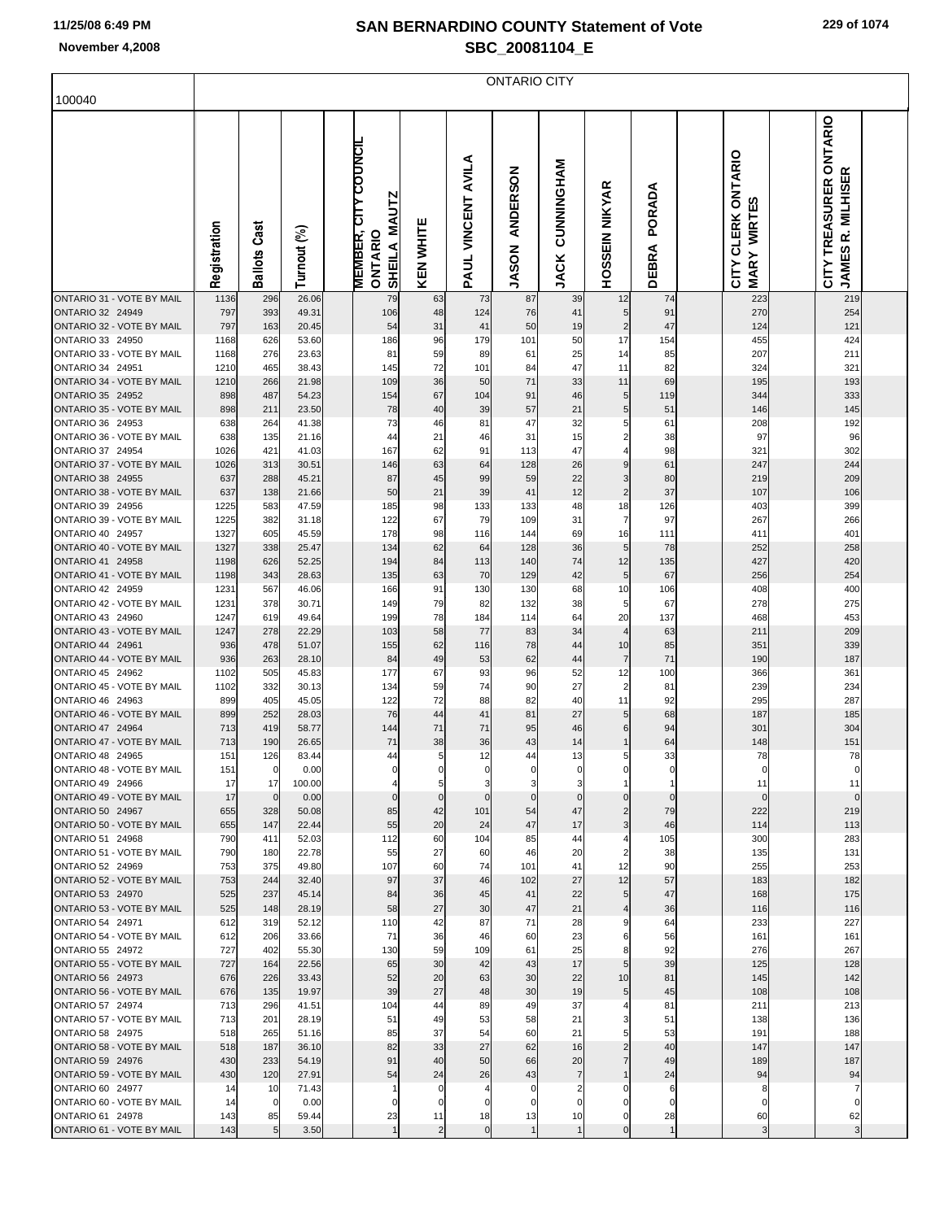# SAN BERNARDINO COUNTY Statement of Vote
## SBC_20081104_E

November 4,2008

100040

| | ONTARIO CITY | | | | | | | | | | | | | | |
|---|---|---|---|---|---|---|---|---|---|---|---|---|---|---|---|
| | Registration | Ballots Cast | Turnout (%) | | MEMBER, CITY COUNCIL ONTARIO SHEILA MAUTZ | KEN WHITE | PAUL VINCENT AVILA | JASON ANDERSON | JACK CUNNINGHAM | HOSSEIN NIKYAR | DEBRA PORADA | | CITY CLERK ONTARIO MARY WIRTES | | CITY TREASURER ONTARIO JAMES R. MILHISER |
| ONTARIO 31 - VOTE BY MAIL | 1136 | 296 | 26.06 | | 79 | 63 | 73 | 87 | 39 | 12 | 74 | | 223 | | 219 |
| ONTARIO 32 24949 | 797 | 393 | 49.31 | | 106 | 48 | 124 | 76 | 41 | 5 | 91 | | 270 | | 254 |
| ONTARIO 32 - VOTE BY MAIL | 797 | 163 | 20.45 | | 54 | 31 | 41 | 50 | 19 | 2 | 47 | | 124 | | 121 |
| ONTARIO 33 24950 | 1168 | 626 | 53.60 | | 186 | 96 | 179 | 101 | 50 | 17 | 154 | | 455 | | 424 |
| ONTARIO 33 - VOTE BY MAIL | 1168 | 276 | 23.63 | | 81 | 59 | 89 | 61 | 25 | 14 | 85 | | 207 | | 211 |
| ONTARIO 34 24951 | 1210 | 465 | 38.43 | | 145 | 72 | 101 | 84 | 47 | 11 | 82 | | 324 | | 321 |
| ONTARIO 34 - VOTE BY MAIL | 1210 | 266 | 21.98 | | 109 | 36 | 50 | 71 | 33 | 11 | 69 | | 195 | | 193 |
| ONTARIO 35 24952 | 898 | 487 | 54.23 | | 154 | 67 | 104 | 91 | 46 | 5 | 119 | | 344 | | 333 |
| ONTARIO 35 - VOTE BY MAIL | 898 | 211 | 23.50 | | 78 | 40 | 39 | 57 | 21 | 5 | 51 | | 146 | | 145 |
| ONTARIO 36 24953 | 638 | 264 | 41.38 | | 73 | 46 | 81 | 47 | 32 | 5 | 61 | | 208 | | 192 |
| ONTARIO 36 - VOTE BY MAIL | 638 | 135 | 21.16 | | 44 | 21 | 46 | 31 | 15 | 2 | 38 | | 97 | | 96 |
| ONTARIO 37 24954 | 1026 | 421 | 41.03 | | 167 | 62 | 91 | 113 | 47 | 4 | 98 | | 321 | | 302 |
| ONTARIO 37 - VOTE BY MAIL | 1026 | 313 | 30.51 | | 146 | 63 | 64 | 128 | 26 | 9 | 61 | | 247 | | 244 |
| ONTARIO 38 24955 | 637 | 288 | 45.21 | | 87 | 45 | 99 | 59 | 22 | 3 | 80 | | 219 | | 209 |
| ONTARIO 38 - VOTE BY MAIL | 637 | 138 | 21.66 | | 50 | 21 | 39 | 41 | 12 | 2 | 37 | | 107 | | 106 |
| ONTARIO 39 24956 | 1225 | 583 | 47.59 | | 185 | 98 | 133 | 133 | 48 | 18 | 126 | | 403 | | 399 |
| ONTARIO 39 - VOTE BY MAIL | 1225 | 382 | 31.18 | | 122 | 67 | 79 | 109 | 31 | 7 | 97 | | 267 | | 266 |
| ONTARIO 40 24957 | 1327 | 605 | 45.59 | | 178 | 98 | 116 | 144 | 69 | 16 | 111 | | 411 | | 401 |
| ONTARIO 40 - VOTE BY MAIL | 1327 | 338 | 25.47 | | 134 | 62 | 64 | 128 | 36 | 5 | 78 | | 252 | | 258 |
| ONTARIO 41 24958 | 1198 | 626 | 52.25 | | 194 | 84 | 113 | 140 | 74 | 12 | 135 | | 427 | | 420 |
| ONTARIO 41 - VOTE BY MAIL | 1198 | 343 | 28.63 | | 135 | 63 | 70 | 129 | 42 | 5 | 67 | | 256 | | 254 |
| ONTARIO 42 24959 | 1231 | 567 | 46.06 | | 166 | 91 | 130 | 130 | 68 | 10 | 106 | | 408 | | 400 |
| ONTARIO 42 - VOTE BY MAIL | 1231 | 378 | 30.71 | | 149 | 79 | 82 | 132 | 38 | 5 | 67 | | 278 | | 275 |
| ONTARIO 43 24960 | 1247 | 619 | 49.64 | | 199 | 78 | 184 | 114 | 64 | 20 | 137 | | 468 | | 453 |
| ONTARIO 43 - VOTE BY MAIL | 1247 | 278 | 22.29 | | 103 | 58 | 77 | 83 | 34 | 4 | 63 | | 211 | | 209 |
| ONTARIO 44 24961 | 936 | 478 | 51.07 | | 155 | 62 | 116 | 78 | 44 | 10 | 85 | | 351 | | 339 |
| ONTARIO 44 - VOTE BY MAIL | 936 | 263 | 28.10 | | 84 | 49 | 53 | 62 | 44 | 7 | 71 | | 190 | | 187 |
| ONTARIO 45 24962 | 1102 | 505 | 45.83 | | 177 | 67 | 93 | 96 | 52 | 12 | 100 | | 366 | | 361 |
| ONTARIO 45 - VOTE BY MAIL | 1102 | 332 | 30.13 | | 134 | 59 | 74 | 90 | 27 | 2 | 81 | | 239 | | 234 |
| ONTARIO 46 24963 | 899 | 405 | 45.05 | | 122 | 72 | 88 | 82 | 40 | 11 | 92 | | 295 | | 287 |
| ONTARIO 46 - VOTE BY MAIL | 899 | 252 | 28.03 | | 76 | 44 | 41 | 81 | 27 | 5 | 68 | | 187 | | 185 |
| ONTARIO 47 24964 | 713 | 419 | 58.77 | | 144 | 71 | 71 | 95 | 46 | 6 | 94 | | 301 | | 304 |
| ONTARIO 47 - VOTE BY MAIL | 713 | 190 | 26.65 | | 71 | 38 | 36 | 43 | 14 | 1 | 64 | | 148 | | 151 |
| ONTARIO 48 24965 | 151 | 126 | 83.44 | | 44 | 5 | 12 | 44 | 13 | 5 | 33 | | 78 | | 78 |
| ONTARIO 48 - VOTE BY MAIL | 151 | 0 | 0.00 | | 0 | 0 | 0 | 0 | 0 | 0 | 0 | | 0 | | 0 |
| ONTARIO 49 24966 | 17 | 17 | 100.00 | | 4 | 5 | 3 | 3 | 3 | 1 | 1 | | 11 | | 11 |
| ONTARIO 49 - VOTE BY MAIL | 17 | 0 | 0.00 | | 0 | 0 | 0 | 0 | 0 | 0 | 0 | | 0 | | 0 |
| ONTARIO 50 24967 | 655 | 328 | 50.08 | | 85 | 42 | 101 | 54 | 47 | 2 | 79 | | 222 | | 219 |
| ONTARIO 50 - VOTE BY MAIL | 655 | 147 | 22.44 | | 55 | 20 | 24 | 47 | 17 | 3 | 46 | | 114 | | 113 |
| ONTARIO 51 24968 | 790 | 411 | 52.03 | | 112 | 60 | 104 | 85 | 44 | 4 | 105 | | 300 | | 283 |
| ONTARIO 51 - VOTE BY MAIL | 790 | 180 | 22.78 | | 55 | 27 | 60 | 46 | 20 | 2 | 38 | | 135 | | 131 |
| ONTARIO 52 24969 | 753 | 375 | 49.80 | | 107 | 60 | 74 | 101 | 41 | 12 | 90 | | 255 | | 253 |
| ONTARIO 52 - VOTE BY MAIL | 753 | 244 | 32.40 | | 97 | 37 | 46 | 102 | 27 | 12 | 57 | | 183 | | 182 |
| ONTARIO 53 24970 | 525 | 237 | 45.14 | | 84 | 36 | 45 | 41 | 22 | 5 | 47 | | 168 | | 175 |
| ONTARIO 53 - VOTE BY MAIL | 525 | 148 | 28.19 | | 58 | 27 | 30 | 47 | 21 | 4 | 36 | | 116 | | 116 |
| ONTARIO 54 24971 | 612 | 319 | 52.12 | | 110 | 42 | 87 | 71 | 28 | 9 | 64 | | 233 | | 227 |
| ONTARIO 54 - VOTE BY MAIL | 612 | 206 | 33.66 | | 71 | 36 | 46 | 60 | 23 | 6 | 56 | | 161 | | 161 |
| ONTARIO 55 24972 | 727 | 402 | 55.30 | | 130 | 59 | 109 | 61 | 25 | 8 | 92 | | 276 | | 267 |
| ONTARIO 55 - VOTE BY MAIL | 727 | 164 | 22.56 | | 65 | 30 | 42 | 43 | 17 | 5 | 39 | | 125 | | 128 |
| ONTARIO 56 24973 | 676 | 226 | 33.43 | | 52 | 20 | 63 | 30 | 22 | 10 | 81 | | 145 | | 142 |
| ONTARIO 56 - VOTE BY MAIL | 676 | 135 | 19.97 | | 39 | 27 | 48 | 30 | 19 | 5 | 45 | | 108 | | 108 |
| ONTARIO 57 24974 | 713 | 296 | 41.51 | | 104 | 44 | 89 | 49 | 37 | 4 | 81 | | 211 | | 213 |
| ONTARIO 57 - VOTE BY MAIL | 713 | 201 | 28.19 | | 51 | 49 | 53 | 58 | 21 | 3 | 51 | | 138 | | 136 |
| ONTARIO 58 24975 | 518 | 265 | 51.16 | | 85 | 37 | 54 | 60 | 21 | 5 | 53 | | 191 | | 188 |
| ONTARIO 58 - VOTE BY MAIL | 518 | 187 | 36.10 | | 82 | 33 | 27 | 62 | 16 | 2 | 40 | | 147 | | 147 |
| ONTARIO 59 24976 | 430 | 233 | 54.19 | | 91 | 40 | 50 | 66 | 20 | 7 | 49 | | 189 | | 187 |
| ONTARIO 59 - VOTE BY MAIL | 430 | 120 | 27.91 | | 54 | 24 | 26 | 43 | 7 | 1 | 24 | | 94 | | 94 |
| ONTARIO 60 24977 | 14 | 10 | 71.43 | | 1 | 0 | 4 | 0 | 2 | 0 | 6 | | 8 | | 7 |
| ONTARIO 60 - VOTE BY MAIL | 14 | 0 | 0.00 | | 0 | 0 | 0 | 0 | 0 | 0 | 0 | | 0 | | 0 |
| ONTARIO 61 24978 | 143 | 85 | 59.44 | | 23 | 11 | 18 | 13 | 10 | 0 | 28 | | 60 | | 62 |
| ONTARIO 61 - VOTE BY MAIL | 143 | 5 | 3.50 | | 1 | 2 | 0 | 1 | 1 | 0 | 1 | | 3 | | 3 |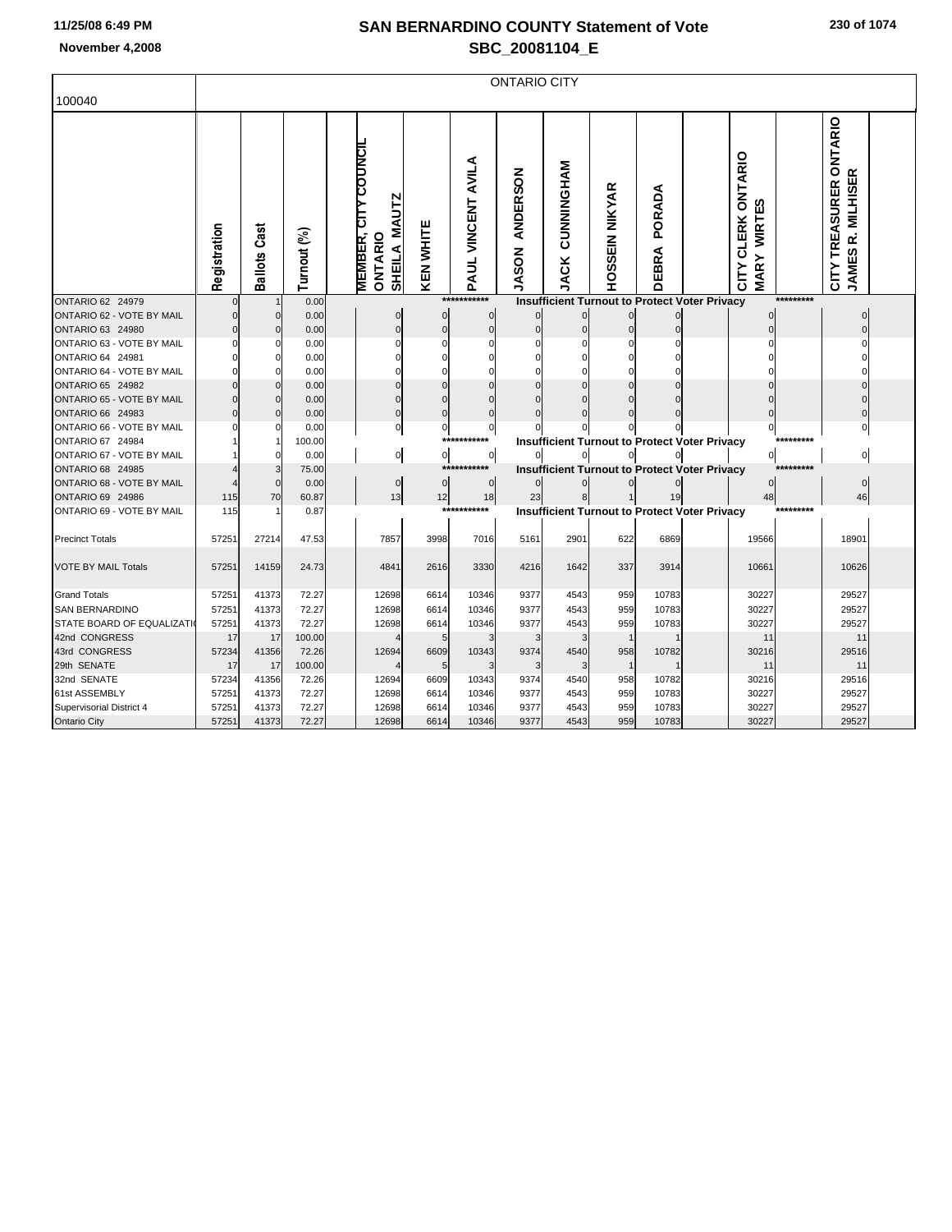# SAN BERNARDINO COUNTY Statement of Vote

## SBC_20081104_E

11/25/08 6:49 PM
November 4,2008

| 100040 | ONTARIO CITY | | | | | | | | | | | | | | | |
|---|---|---|---|---|---|---|---|---|---|---|---|---|---|---|---|---|
| | Registration | Ballots Cast | Turnout (%) | | MEMBER, CITY COUNCIL ONTARIO SHEILA MAUTZ | KEN WHITE | PAUL VINCENT AVILA | JASON ANDERSON | JACK CUNNINGHAM | HOSSEIN NIKYAR | DEBRA PORADA | | CITY CLERK ONTARIO MARY WIRTES | | CITY TREASURER ONTARIO JAMES R. MILHISER | |
| ONTARIO 62 24979 | 0 | 1 | 0.00 | | | | *********** | Insufficient Turnout to Protect Voter Privacy | | | | | | ********* | | |
| ONTARIO 62 - VOTE BY MAIL | 0 | 0 | 0.00 | | 0 | 0 | 0 | 0 | 0 | 0 | 0 | | 0 | | 0 | |
| ONTARIO 63 24980 | 0 | 0 | 0.00 | | 0 | 0 | 0 | 0 | 0 | 0 | 0 | | 0 | | 0 | |
| ONTARIO 63 - VOTE BY MAIL | 0 | 0 | 0.00 | | 0 | 0 | 0 | 0 | 0 | 0 | 0 | | 0 | | 0 | |
| ONTARIO 64 24981 | 0 | 0 | 0.00 | | 0 | 0 | 0 | 0 | 0 | 0 | 0 | | 0 | | 0 | |
| ONTARIO 64 - VOTE BY MAIL | 0 | 0 | 0.00 | | 0 | 0 | 0 | 0 | 0 | 0 | 0 | | 0 | | 0 | |
| ONTARIO 65 24982 | 0 | 0 | 0.00 | | 0 | 0 | 0 | 0 | 0 | 0 | 0 | | 0 | | 0 | |
| ONTARIO 65 - VOTE BY MAIL | 0 | 0 | 0.00 | | 0 | 0 | 0 | 0 | 0 | 0 | 0 | | 0 | | 0 | |
| ONTARIO 66 24983 | 0 | 0 | 0.00 | | 0 | 0 | 0 | 0 | 0 | 0 | 0 | | 0 | | 0 | |
| ONTARIO 66 - VOTE BY MAIL | 0 | 0 | 0.00 | | 0 | 0 | 0 | 0 | 0 | 0 | 0 | | 0 | | 0 | |
| ONTARIO 67 24984 | 1 | 1 | 100.00 | | | | *********** | Insufficient Turnout to Protect Voter Privacy | | | | | | ********* | | |
| ONTARIO 67 - VOTE BY MAIL | 1 | 0 | 0.00 | | 0 | 0 | 0 | 0 | 0 | 0 | 0 | | 0 | | 0 | |
| ONTARIO 68 24985 | 4 | 3 | 75.00 | | | | *********** | Insufficient Turnout to Protect Voter Privacy | | | | | | ********* | | |
| ONTARIO 68 - VOTE BY MAIL | 4 | 0 | 0.00 | | 0 | 0 | 0 | 0 | 0 | 0 | 0 | | 0 | | 0 | |
| ONTARIO 69 24986 | 115 | 70 | 60.87 | | 13 | 12 | 18 | 23 | 8 | 1 | 19 | | 48 | | 46 | |
| ONTARIO 69 - VOTE BY MAIL | 115 | 1 | 0.87 | | | | *********** | Insufficient Turnout to Protect Voter Privacy | | | | | | ********* | | |
| Precinct Totals | 57251 | 27214 | 47.53 | | 7857 | 3998 | 7016 | 5161 | 2901 | 622 | 6869 | | 19566 | | 18901 | |
| VOTE BY MAIL Totals | 57251 | 14159 | 24.73 | | 4841 | 2616 | 3330 | 4216 | 1642 | 337 | 3914 | | 10661 | | 10626 | |
| Grand Totals | 57251 | 41373 | 72.27 | | 12698 | 6614 | 10346 | 9377 | 4543 | 959 | 10783 | | 30227 | | 29527 | |
| SAN BERNARDINO | 57251 | 41373 | 72.27 | | 12698 | 6614 | 10346 | 9377 | 4543 | 959 | 10783 | | 30227 | | 29527 | |
| STATE BOARD OF EQUALIZATI( | 57251 | 41373 | 72.27 | | 12698 | 6614 | 10346 | 9377 | 4543 | 959 | 10783 | | 30227 | | 29527 | |
| 42nd CONGRESS | 17 | 17 | 100.00 | | 4 | 5 | 3 | 3 | 3 | 1 | 1 | | 11 | | 11 | |
| 43rd CONGRESS | 57234 | 41356 | 72.26 | | 12694 | 6609 | 10343 | 9374 | 4540 | 958 | 10782 | | 30216 | | 29516 | |
| 29th SENATE | 17 | 17 | 100.00 | | 4 | 5 | 3 | 3 | 3 | 1 | 1 | | 11 | | 11 | |
| 32nd SENATE | 57234 | 41356 | 72.26 | | 12694 | 6609 | 10343 | 9374 | 4540 | 958 | 10782 | | 30216 | | 29516 | |
| 61st ASSEMBLY | 57251 | 41373 | 72.27 | | 12698 | 6614 | 10346 | 9377 | 4543 | 959 | 10783 | | 30227 | | 29527 | |
| Supervisorial District 4 | 57251 | 41373 | 72.27 | | 12698 | 6614 | 10346 | 9377 | 4543 | 959 | 10783 | | 30227 | | 29527 | |
| Ontario City | 57251 | 41373 | 72.27 | | 12698 | 6614 | 10346 | 9377 | 4543 | 959 | 10783 | | 30227 | | 29527 | |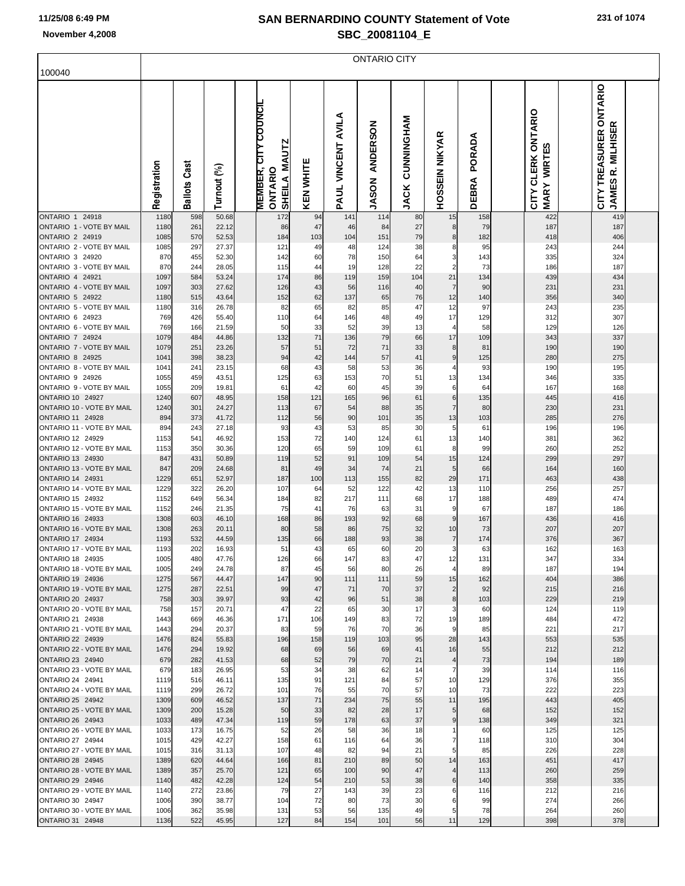# SAN BERNARDINO COUNTY Statement of Vote
## SBC_20081104_E

November 4,2008

100040

ONTARIO CITY

| | Registration | Ballots Cast | Turnout (%) | | MEMBER, CITY COUNCIL ONTARIO SHEILA MAUTZ | KEN WHITE | PAUL VINCENT AVILA | JASON ANDERSON | JACK CUNNINGHAM | HOSSEIN NIKYAR | DEBRA PORADA | | CITY CLERK ONTARIO MARY WIRTES | | CITY TREASURER ONTARIO JAMES R. MILHISER |
|---|---|---|---|---|---|---|---|---|---|---|---|---|---|---|---|
| ONTARIO 1 24918 | 1180 | 598 | 50.68 | | 172 | 94 | 141 | 114 | 80 | 15 | 158 | | 422 | | 419 |
| ONTARIO 1 - VOTE BY MAIL | 1180 | 261 | 22.12 | | 86 | 47 | 46 | 84 | 27 | 8 | 79 | | 187 | | 187 |
| ONTARIO 2 24919 | 1085 | 570 | 52.53 | | 184 | 103 | 104 | 151 | 79 | 8 | 182 | | 418 | | 406 |
| ONTARIO 2 - VOTE BY MAIL | 1085 | 297 | 27.37 | | 121 | 49 | 48 | 124 | 38 | 8 | 95 | | 243 | | 244 |
| ONTARIO 3 24920 | 870 | 455 | 52.30 | | 142 | 60 | 78 | 150 | 64 | 3 | 143 | | 335 | | 324 |
| ONTARIO 3 - VOTE BY MAIL | 870 | 244 | 28.05 | | 115 | 44 | 19 | 128 | 22 | 2 | 73 | | 186 | | 187 |
| ONTARIO 4 24921 | 1097 | 584 | 53.24 | | 174 | 86 | 119 | 159 | 104 | 21 | 134 | | 439 | | 434 |
| ONTARIO 4 - VOTE BY MAIL | 1097 | 303 | 27.62 | | 126 | 43 | 56 | 116 | 40 | 7 | 90 | | 231 | | 231 |
| ONTARIO 5 24922 | 1180 | 515 | 43.64 | | 152 | 62 | 137 | 65 | 76 | 12 | 140 | | 356 | | 340 |
| ONTARIO 5 - VOTE BY MAIL | 1180 | 316 | 26.78 | | 82 | 65 | 82 | 85 | 47 | 12 | 97 | | 243 | | 235 |
| ONTARIO 6 24923 | 769 | 426 | 55.40 | | 110 | 64 | 146 | 48 | 49 | 17 | 129 | | 312 | | 307 |
| ONTARIO 6 - VOTE BY MAIL | 769 | 166 | 21.59 | | 50 | 33 | 52 | 39 | 13 | 4 | 58 | | 129 | | 126 |
| ONTARIO 7 24924 | 1079 | 484 | 44.86 | | 132 | 71 | 136 | 79 | 66 | 17 | 109 | | 343 | | 337 |
| ONTARIO 7 - VOTE BY MAIL | 1079 | 251 | 23.26 | | 57 | 51 | 72 | 71 | 33 | 8 | 81 | | 190 | | 190 |
| ONTARIO 8 24925 | 1041 | 398 | 38.23 | | 94 | 42 | 144 | 57 | 41 | 9 | 125 | | 280 | | 275 |
| ONTARIO 8 - VOTE BY MAIL | 1041 | 241 | 23.15 | | 68 | 43 | 58 | 53 | 36 | 4 | 93 | | 190 | | 195 |
| ONTARIO 9 24926 | 1055 | 459 | 43.51 | | 125 | 63 | 153 | 70 | 51 | 13 | 134 | | 346 | | 335 |
| ONTARIO 9 - VOTE BY MAIL | 1055 | 209 | 19.81 | | 61 | 42 | 60 | 45 | 39 | 6 | 64 | | 167 | | 168 |
| ONTARIO 10 24927 | 1240 | 607 | 48.95 | | 158 | 121 | 165 | 96 | 61 | 6 | 135 | | 445 | | 416 |
| ONTARIO 10 - VOTE BY MAIL | 1240 | 301 | 24.27 | | 113 | 67 | 54 | 88 | 35 | 7 | 80 | | 230 | | 231 |
| ONTARIO 11 24928 | 894 | 373 | 41.72 | | 112 | 56 | 90 | 101 | 35 | 13 | 103 | | 285 | | 276 |
| ONTARIO 11 - VOTE BY MAIL | 894 | 243 | 27.18 | | 93 | 43 | 53 | 85 | 30 | 5 | 61 | | 196 | | 196 |
| ONTARIO 12 24929 | 1153 | 541 | 46.92 | | 153 | 72 | 140 | 124 | 61 | 13 | 140 | | 381 | | 362 |
| ONTARIO 12 - VOTE BY MAIL | 1153 | 350 | 30.36 | | 120 | 65 | 59 | 109 | 61 | 8 | 99 | | 260 | | 252 |
| ONTARIO 13 24930 | 847 | 431 | 50.89 | | 119 | 52 | 91 | 109 | 54 | 15 | 124 | | 299 | | 297 |
| ONTARIO 13 - VOTE BY MAIL | 847 | 209 | 24.68 | | 81 | 49 | 34 | 74 | 21 | 5 | 66 | | 164 | | 160 |
| ONTARIO 14 24931 | 1229 | 651 | 52.97 | | 187 | 100 | 113 | 155 | 82 | 29 | 171 | | 463 | | 438 |
| ONTARIO 14 - VOTE BY MAIL | 1229 | 322 | 26.20 | | 107 | 64 | 52 | 122 | 42 | 13 | 110 | | 256 | | 257 |
| ONTARIO 15 24932 | 1152 | 649 | 56.34 | | 184 | 82 | 217 | 111 | 68 | 17 | 188 | | 489 | | 474 |
| ONTARIO 15 - VOTE BY MAIL | 1152 | 246 | 21.35 | | 75 | 41 | 76 | 63 | 31 | 9 | 67 | | 187 | | 186 |
| ONTARIO 16 24933 | 1308 | 603 | 46.10 | | 168 | 86 | 193 | 92 | 68 | 9 | 167 | | 436 | | 416 |
| ONTARIO 16 - VOTE BY MAIL | 1308 | 263 | 20.11 | | 80 | 58 | 86 | 75 | 32 | 10 | 73 | | 207 | | 207 |
| ONTARIO 17 24934 | 1193 | 532 | 44.59 | | 135 | 66 | 188 | 93 | 38 | 7 | 174 | | 376 | | 367 |
| ONTARIO 17 - VOTE BY MAIL | 1193 | 202 | 16.93 | | 51 | 43 | 65 | 60 | 20 | 3 | 63 | | 162 | | 163 |
| ONTARIO 18 24935 | 1005 | 480 | 47.76 | | 126 | 66 | 147 | 83 | 47 | 12 | 131 | | 347 | | 334 |
| ONTARIO 18 - VOTE BY MAIL | 1005 | 249 | 24.78 | | 87 | 45 | 56 | 80 | 26 | 4 | 89 | | 187 | | 194 |
| ONTARIO 19 24936 | 1275 | 567 | 44.47 | | 147 | 90 | 111 | 111 | 59 | 15 | 162 | | 404 | | 386 |
| ONTARIO 19 - VOTE BY MAIL | 1275 | 287 | 22.51 | | 99 | 47 | 71 | 70 | 37 | 2 | 92 | | 215 | | 216 |
| ONTARIO 20 24937 | 758 | 303 | 39.97 | | 93 | 42 | 96 | 51 | 38 | 8 | 103 | | 229 | | 219 |
| ONTARIO 20 - VOTE BY MAIL | 758 | 157 | 20.71 | | 47 | 22 | 65 | 30 | 17 | 3 | 60 | | 124 | | 119 |
| ONTARIO 21 24938 | 1443 | 669 | 46.36 | | 171 | 106 | 149 | 83 | 72 | 19 | 189 | | 484 | | 472 |
| ONTARIO 21 - VOTE BY MAIL | 1443 | 294 | 20.37 | | 83 | 59 | 76 | 70 | 36 | 9 | 85 | | 221 | | 217 |
| ONTARIO 22 24939 | 1476 | 824 | 55.83 | | 196 | 158 | 119 | 103 | 95 | 28 | 143 | | 553 | | 535 |
| ONTARIO 22 - VOTE BY MAIL | 1476 | 294 | 19.92 | | 68 | 69 | 56 | 69 | 41 | 16 | 55 | | 212 | | 212 |
| ONTARIO 23 24940 | 679 | 282 | 41.53 | | 68 | 52 | 79 | 70 | 21 | 4 | 73 | | 194 | | 189 |
| ONTARIO 23 - VOTE BY MAIL | 679 | 183 | 26.95 | | 53 | 34 | 38 | 62 | 14 | 7 | 39 | | 114 | | 116 |
| ONTARIO 24 24941 | 1119 | 516 | 46.11 | | 135 | 91 | 121 | 84 | 57 | 10 | 129 | | 376 | | 355 |
| ONTARIO 24 - VOTE BY MAIL | 1119 | 299 | 26.72 | | 101 | 76 | 55 | 70 | 57 | 10 | 73 | | 222 | | 223 |
| ONTARIO 25 24942 | 1309 | 609 | 46.52 | | 137 | 71 | 234 | 75 | 55 | 11 | 195 | | 443 | | 405 |
| ONTARIO 25 - VOTE BY MAIL | 1309 | 200 | 15.28 | | 50 | 33 | 82 | 28 | 17 | 5 | 68 | | 152 | | 152 |
| ONTARIO 26 24943 | 1033 | 489 | 47.34 | | 119 | 59 | 178 | 63 | 37 | 9 | 138 | | 349 | | 321 |
| ONTARIO 26 - VOTE BY MAIL | 1033 | 173 | 16.75 | | 52 | 26 | 58 | 36 | 18 | 1 | 60 | | 125 | | 125 |
| ONTARIO 27 24944 | 1015 | 429 | 42.27 | | 158 | 61 | 116 | 64 | 36 | 7 | 118 | | 310 | | 304 |
| ONTARIO 27 - VOTE BY MAIL | 1015 | 316 | 31.13 | | 107 | 48 | 82 | 94 | 21 | 5 | 85 | | 226 | | 228 |
| ONTARIO 28 24945 | 1389 | 620 | 44.64 | | 166 | 81 | 210 | 89 | 50 | 14 | 163 | | 451 | | 417 |
| ONTARIO 28 - VOTE BY MAIL | 1389 | 357 | 25.70 | | 121 | 65 | 100 | 90 | 47 | 4 | 113 | | 260 | | 259 |
| ONTARIO 29 24946 | 1140 | 482 | 42.28 | | 124 | 54 | 210 | 53 | 38 | 6 | 140 | | 358 | | 335 |
| ONTARIO 29 - VOTE BY MAIL | 1140 | 272 | 23.86 | | 79 | 27 | 143 | 39 | 23 | 6 | 116 | | 212 | | 216 |
| ONTARIO 30 24947 | 1006 | 390 | 38.77 | | 104 | 72 | 80 | 73 | 30 | 6 | 99 | | 274 | | 266 |
| ONTARIO 30 - VOTE BY MAIL | 1006 | 362 | 35.98 | | 131 | 53 | 56 | 135 | 49 | 5 | 78 | | 264 | | 260 |
| ONTARIO 31 24948 | 1136 | 522 | 45.95 | | 127 | 84 | 154 | 101 | 56 | 11 | 129 | | 398 | | 378 |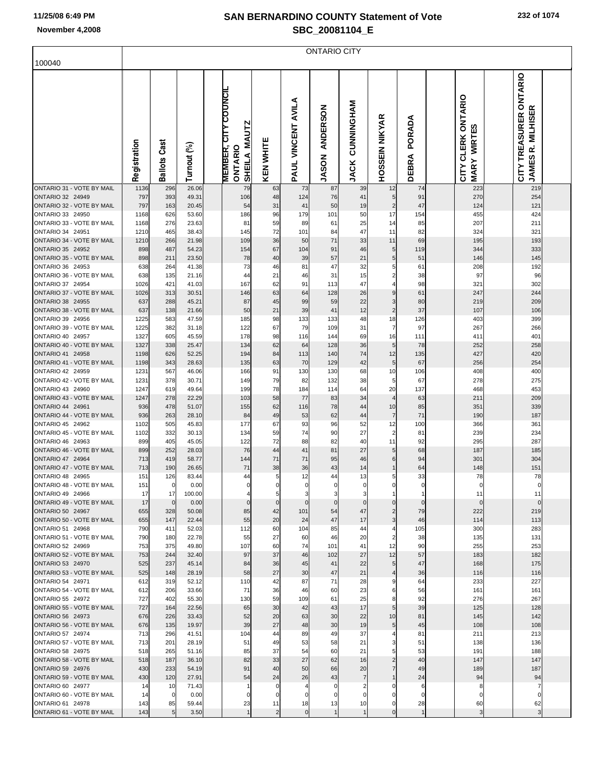# SAN BERNARDINO COUNTY Statement of Vote
## SBC_20081104_E

November 4,2008

100040

ONTARIO CITY

| | Registration | Ballots Cast | Turnout (%) | MEMBER, CITY COUNCIL ONTARIO SHEILA MAUTZ | KEN WHITE | PAUL VINCENT AVILA | JASON ANDERSON | JACK CUNNINGHAM | HOSSEIN NIKYAR | DEBRA PORADA | CITY CLERK ONTARIO MARY WIRTES | CITY TREASURER ONTARIO JAMES R. MILHISER |
|---|---|---|---|---|---|---|---|---|---|---|---|---|
| ONTARIO 31 - VOTE BY MAIL | 1136 | 296 | 26.06 | 79 | 63 | 73 | 87 | 39 | 12 | 74 | 223 | 219 |
| ONTARIO 32 24949 | 797 | 393 | 49.31 | 106 | 48 | 124 | 76 | 41 | 5 | 91 | 270 | 254 |
| ONTARIO 32 - VOTE BY MAIL | 797 | 163 | 20.45 | 54 | 31 | 41 | 50 | 19 | 2 | 47 | 124 | 121 |
| ONTARIO 33 24950 | 1168 | 626 | 53.60 | 186 | 96 | 179 | 101 | 50 | 17 | 154 | 455 | 424 |
| ONTARIO 33 - VOTE BY MAIL | 1168 | 276 | 23.63 | 81 | 59 | 89 | 61 | 25 | 14 | 85 | 207 | 211 |
| ONTARIO 34 24951 | 1210 | 465 | 38.43 | 145 | 72 | 101 | 84 | 47 | 11 | 82 | 324 | 321 |
| ONTARIO 34 - VOTE BY MAIL | 1210 | 266 | 21.98 | 109 | 36 | 50 | 71 | 33 | 11 | 69 | 195 | 193 |
| ONTARIO 35 24952 | 898 | 487 | 54.23 | 154 | 67 | 104 | 91 | 46 | 5 | 119 | 344 | 333 |
| ONTARIO 35 - VOTE BY MAIL | 898 | 211 | 23.50 | 78 | 40 | 39 | 57 | 21 | 5 | 51 | 146 | 145 |
| ONTARIO 36 24953 | 638 | 264 | 41.38 | 73 | 46 | 81 | 47 | 32 | 5 | 61 | 208 | 192 |
| ONTARIO 36 - VOTE BY MAIL | 638 | 135 | 21.16 | 44 | 21 | 46 | 31 | 15 | 2 | 38 | 97 | 96 |
| ONTARIO 37 24954 | 1026 | 421 | 41.03 | 167 | 62 | 91 | 113 | 47 | 4 | 98 | 321 | 302 |
| ONTARIO 37 - VOTE BY MAIL | 1026 | 313 | 30.51 | 146 | 63 | 64 | 128 | 26 | 9 | 61 | 247 | 244 |
| ONTARIO 38 24955 | 637 | 288 | 45.21 | 87 | 45 | 99 | 59 | 22 | 3 | 80 | 219 | 209 |
| ONTARIO 38 - VOTE BY MAIL | 637 | 138 | 21.66 | 50 | 21 | 39 | 41 | 12 | 2 | 37 | 107 | 106 |
| ONTARIO 39 24956 | 1225 | 583 | 47.59 | 185 | 98 | 133 | 133 | 48 | 18 | 126 | 403 | 399 |
| ONTARIO 39 - VOTE BY MAIL | 1225 | 382 | 31.18 | 122 | 67 | 79 | 109 | 31 | 7 | 97 | 267 | 266 |
| ONTARIO 40 24957 | 1327 | 605 | 45.59 | 178 | 98 | 116 | 144 | 69 | 16 | 111 | 411 | 401 |
| ONTARIO 40 - VOTE BY MAIL | 1327 | 338 | 25.47 | 134 | 62 | 64 | 128 | 36 | 5 | 78 | 252 | 258 |
| ONTARIO 41 24958 | 1198 | 626 | 52.25 | 194 | 84 | 113 | 140 | 74 | 12 | 135 | 427 | 420 |
| ONTARIO 41 - VOTE BY MAIL | 1198 | 343 | 28.63 | 135 | 63 | 70 | 129 | 42 | 5 | 67 | 256 | 254 |
| ONTARIO 42 24959 | 1231 | 567 | 46.06 | 166 | 91 | 130 | 130 | 68 | 10 | 106 | 408 | 400 |
| ONTARIO 42 - VOTE BY MAIL | 1231 | 378 | 30.71 | 149 | 79 | 82 | 132 | 38 | 5 | 67 | 278 | 275 |
| ONTARIO 43 24960 | 1247 | 619 | 49.64 | 199 | 78 | 184 | 114 | 64 | 20 | 137 | 468 | 453 |
| ONTARIO 43 - VOTE BY MAIL | 1247 | 278 | 22.29 | 103 | 58 | 77 | 83 | 34 | 4 | 63 | 211 | 209 |
| ONTARIO 44 24961 | 936 | 478 | 51.07 | 155 | 62 | 116 | 78 | 44 | 10 | 85 | 351 | 339 |
| ONTARIO 44 - VOTE BY MAIL | 936 | 263 | 28.10 | 84 | 49 | 53 | 62 | 44 | 7 | 71 | 190 | 187 |
| ONTARIO 45 24962 | 1102 | 505 | 45.83 | 177 | 67 | 93 | 96 | 52 | 12 | 100 | 366 | 361 |
| ONTARIO 45 - VOTE BY MAIL | 1102 | 332 | 30.13 | 134 | 59 | 74 | 90 | 27 | 2 | 81 | 239 | 234 |
| ONTARIO 46 24963 | 899 | 405 | 45.05 | 122 | 72 | 88 | 82 | 40 | 11 | 92 | 295 | 287 |
| ONTARIO 46 - VOTE BY MAIL | 899 | 252 | 28.03 | 76 | 44 | 41 | 81 | 27 | 5 | 68 | 187 | 185 |
| ONTARIO 47 24964 | 713 | 419 | 58.77 | 144 | 71 | 71 | 95 | 46 | 6 | 94 | 301 | 304 |
| ONTARIO 47 - VOTE BY MAIL | 713 | 190 | 26.65 | 71 | 38 | 36 | 43 | 14 | 1 | 64 | 148 | 151 |
| ONTARIO 48 24965 | 151 | 126 | 83.44 | 44 | 5 | 12 | 44 | 13 | 5 | 33 | 78 | 78 |
| ONTARIO 48 - VOTE BY MAIL | 151 | 0 | 0.00 | 0 | 0 | 0 | 0 | 0 | 0 | 0 | 0 | 0 |
| ONTARIO 49 24966 | 17 | 17 | 100.00 | 4 | 5 | 3 | 3 | 3 | 1 | 1 | 11 | 11 |
| ONTARIO 49 - VOTE BY MAIL | 17 | 0 | 0.00 | 0 | 0 | 0 | 0 | 0 | 0 | 0 | 0 | 0 |
| ONTARIO 50 24967 | 655 | 328 | 50.08 | 85 | 42 | 101 | 54 | 47 | 2 | 79 | 222 | 219 |
| ONTARIO 50 - VOTE BY MAIL | 655 | 147 | 22.44 | 55 | 20 | 24 | 47 | 17 | 3 | 46 | 114 | 113 |
| ONTARIO 51 24968 | 790 | 411 | 52.03 | 112 | 60 | 104 | 85 | 44 | 4 | 105 | 300 | 283 |
| ONTARIO 51 - VOTE BY MAIL | 790 | 180 | 22.78 | 55 | 27 | 60 | 46 | 20 | 2 | 38 | 135 | 131 |
| ONTARIO 52 24969 | 753 | 375 | 49.80 | 107 | 60 | 74 | 101 | 41 | 12 | 90 | 255 | 253 |
| ONTARIO 52 - VOTE BY MAIL | 753 | 244 | 32.40 | 97 | 37 | 46 | 102 | 27 | 12 | 57 | 183 | 182 |
| ONTARIO 53 24970 | 525 | 237 | 45.14 | 84 | 36 | 45 | 41 | 22 | 5 | 47 | 168 | 175 |
| ONTARIO 53 - VOTE BY MAIL | 525 | 148 | 28.19 | 58 | 27 | 30 | 47 | 21 | 4 | 36 | 116 | 116 |
| ONTARIO 54 24971 | 612 | 319 | 52.12 | 110 | 42 | 87 | 71 | 28 | 9 | 64 | 233 | 227 |
| ONTARIO 54 - VOTE BY MAIL | 612 | 206 | 33.66 | 71 | 36 | 46 | 60 | 23 | 6 | 56 | 161 | 161 |
| ONTARIO 55 24972 | 727 | 402 | 55.30 | 130 | 59 | 109 | 61 | 25 | 8 | 92 | 276 | 267 |
| ONTARIO 55 - VOTE BY MAIL | 727 | 164 | 22.56 | 65 | 30 | 42 | 43 | 17 | 5 | 39 | 125 | 128 |
| ONTARIO 56 24973 | 676 | 226 | 33.43 | 52 | 20 | 63 | 30 | 22 | 10 | 81 | 145 | 142 |
| ONTARIO 56 - VOTE BY MAIL | 676 | 135 | 19.97 | 39 | 27 | 48 | 30 | 19 | 5 | 45 | 108 | 108 |
| ONTARIO 57 24974 | 713 | 296 | 41.51 | 104 | 44 | 89 | 49 | 37 | 4 | 81 | 211 | 213 |
| ONTARIO 57 - VOTE BY MAIL | 713 | 201 | 28.19 | 51 | 49 | 53 | 58 | 21 | 3 | 51 | 138 | 136 |
| ONTARIO 58 24975 | 518 | 265 | 51.16 | 85 | 37 | 54 | 60 | 21 | 5 | 53 | 191 | 188 |
| ONTARIO 58 - VOTE BY MAIL | 518 | 187 | 36.10 | 82 | 33 | 27 | 62 | 16 | 2 | 40 | 147 | 147 |
| ONTARIO 59 24976 | 430 | 233 | 54.19 | 91 | 40 | 50 | 66 | 20 | 7 | 49 | 189 | 187 |
| ONTARIO 59 - VOTE BY MAIL | 430 | 120 | 27.91 | 54 | 24 | 26 | 43 | 7 | 1 | 24 | 94 | 94 |
| ONTARIO 60 24977 | 14 | 10 | 71.43 | 1 | 0 | 4 | 0 | 2 | 0 | 6 | 8 | 7 |
| ONTARIO 60 - VOTE BY MAIL | 14 | 0 | 0.00 | 0 | 0 | 0 | 0 | 0 | 0 | 0 | 0 | 0 |
| ONTARIO 61 24978 | 143 | 85 | 59.44 | 23 | 11 | 18 | 13 | 10 | 0 | 28 | 60 | 62 |
| ONTARIO 61 - VOTE BY MAIL | 143 | 5 | 3.50 | 1 | 2 | 0 | 1 | 1 | 0 | 1 | 3 | 3 |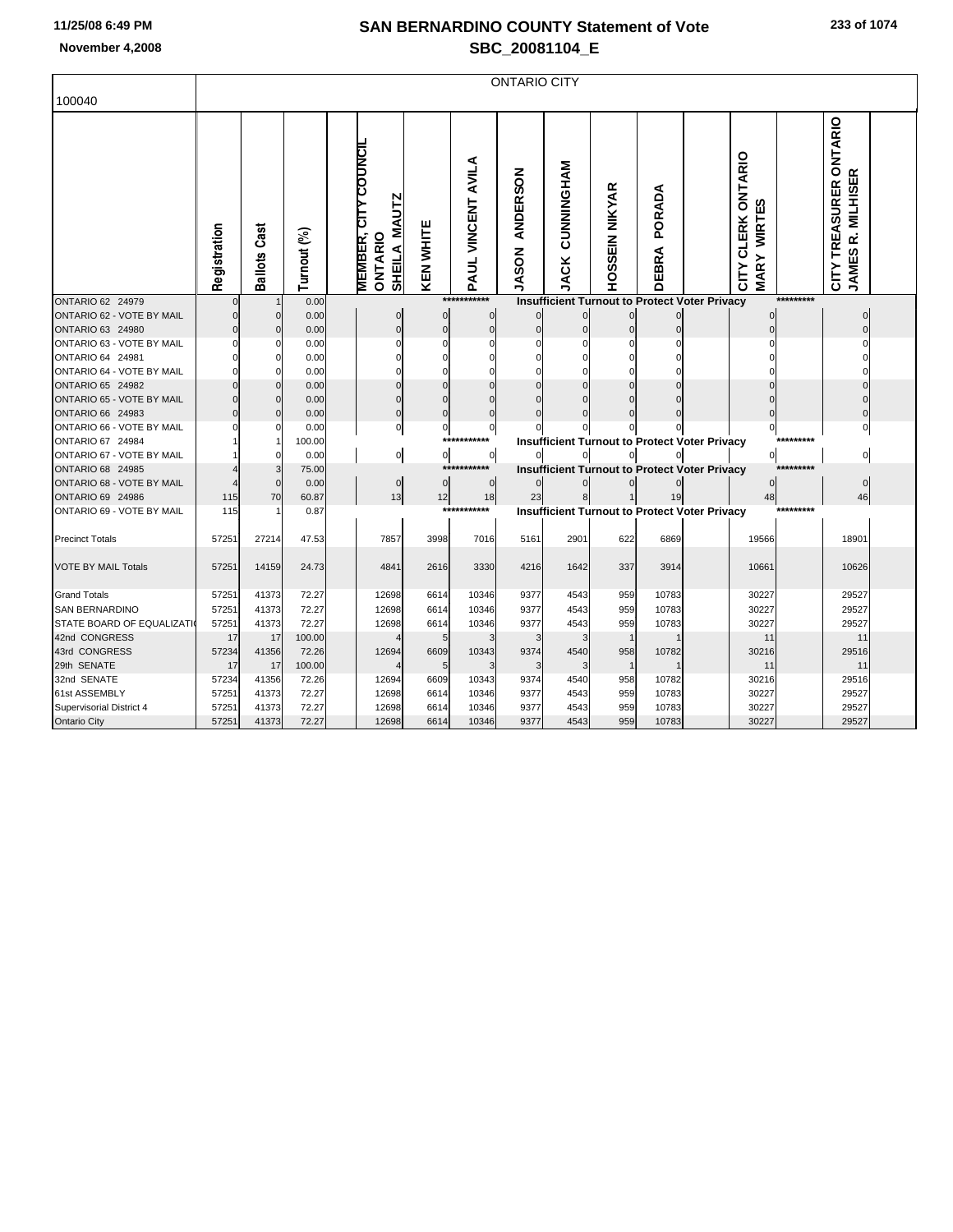# SAN BERNARDINO COUNTY Statement of Vote

## SBC_20081104_E

November 4,2008

ONTARIO CITY

100040

| | Registration | Ballots Cast | Turnout (%) | MEMBER, CITY COUNCIL ONTARIO SHEILA MAUTZ | KEN WHITE | PAUL VINCENT AVILA | JASON ANDERSON | JACK CUNNINGHAM | HOSSEIN NIKYAR | DEBRA PORADA | CITY CLERK ONTARIO MARY WIRTES | CITY TREASURER ONTARIO JAMES R. MILHISER |
|---|---|---|---|---|---|---|---|---|---|---|---|---|
| ONTARIO 62 24979 | 0 | 1 | 0.00 | *********** Insufficient Turnout to Protect Voter Privacy ********* | | | | | | | | |
| ONTARIO 62 - VOTE BY MAIL | 0 | 0 | 0.00 | 0 | 0 | 0 | 0 | 0 | 0 | 0 | 0 | 0 |
| ONTARIO 63 24980 | 0 | 0 | 0.00 | 0 | 0 | 0 | 0 | 0 | 0 | 0 | 0 | 0 |
| ONTARIO 63 - VOTE BY MAIL | 0 | 0 | 0.00 | 0 | 0 | 0 | 0 | 0 | 0 | 0 | 0 | 0 |
| ONTARIO 64 24981 | 0 | 0 | 0.00 | 0 | 0 | 0 | 0 | 0 | 0 | 0 | 0 | 0 |
| ONTARIO 64 - VOTE BY MAIL | 0 | 0 | 0.00 | 0 | 0 | 0 | 0 | 0 | 0 | 0 | 0 | 0 |
| ONTARIO 65 24982 | 0 | 0 | 0.00 | 0 | 0 | 0 | 0 | 0 | 0 | 0 | 0 | 0 |
| ONTARIO 65 - VOTE BY MAIL | 0 | 0 | 0.00 | 0 | 0 | 0 | 0 | 0 | 0 | 0 | 0 | 0 |
| ONTARIO 66 24983 | 0 | 0 | 0.00 | 0 | 0 | 0 | 0 | 0 | 0 | 0 | 0 | 0 |
| ONTARIO 66 - VOTE BY MAIL | 0 | 0 | 0.00 | 0 | 0 | 0 | 0 | 0 | 0 | 0 | 0 | 0 |
| ONTARIO 67 24984 | 1 | 1 | 100.00 | *********** Insufficient Turnout to Protect Voter Privacy ********* | | | | | | | | |
| ONTARIO 67 - VOTE BY MAIL | 1 | 0 | 0.00 | 0 | 0 | 0 | 0 | 0 | 0 | 0 | 0 | 0 |
| ONTARIO 68 24985 | 4 | 3 | 75.00 | *********** Insufficient Turnout to Protect Voter Privacy ********* | | | | | | | | |
| ONTARIO 68 - VOTE BY MAIL | 4 | 0 | 0.00 | 0 | 0 | 0 | 0 | 0 | 0 | 0 | 0 | 0 |
| ONTARIO 69 24986 | 115 | 70 | 60.87 | 13 | 12 | 18 | 23 | 8 | 1 | 19 | 48 | 46 |
| ONTARIO 69 - VOTE BY MAIL | 115 | 1 | 0.87 | *********** Insufficient Turnout to Protect Voter Privacy ********* | | | | | | | | |
| Precinct Totals | 57251 | 27214 | 47.53 | 7857 | 3998 | 7016 | 5161 | 2901 | 622 | 6869 | 19566 | 18901 |
| VOTE BY MAIL Totals | 57251 | 14159 | 24.73 | 4841 | 2616 | 3330 | 4216 | 1642 | 337 | 3914 | 10661 | 10626 |
| Grand Totals | 57251 | 41373 | 72.27 | 12698 | 6614 | 10346 | 9377 | 4543 | 959 | 10783 | 30227 | 29527 |
| SAN BERNARDINO | 57251 | 41373 | 72.27 | 12698 | 6614 | 10346 | 9377 | 4543 | 959 | 10783 | 30227 | 29527 |
| STATE BOARD OF EQUALIZATI( | 57251 | 41373 | 72.27 | 12698 | 6614 | 10346 | 9377 | 4543 | 959 | 10783 | 30227 | 29527 |
| 42nd CONGRESS | 17 | 17 | 100.00 | 4 | 5 | 3 | 3 | 3 | 1 | 1 | 11 | 11 |
| 43rd CONGRESS | 57234 | 41356 | 72.26 | 12694 | 6609 | 10343 | 9374 | 4540 | 958 | 10782 | 30216 | 29516 |
| 29th SENATE | 17 | 17 | 100.00 | 4 | 5 | 3 | 3 | 3 | 1 | 1 | 11 | 11 |
| 32nd SENATE | 57234 | 41356 | 72.26 | 12694 | 6609 | 10343 | 9374 | 4540 | 958 | 10782 | 30216 | 29516 |
| 61st ASSEMBLY | 57251 | 41373 | 72.27 | 12698 | 6614 | 10346 | 9377 | 4543 | 959 | 10783 | 30227 | 29527 |
| Supervisorial District 4 | 57251 | 41373 | 72.27 | 12698 | 6614 | 10346 | 9377 | 4543 | 959 | 10783 | 30227 | 29527 |
| Ontario City | 57251 | 41373 | 72.27 | 12698 | 6614 | 10346 | 9377 | 4543 | 959 | 10783 | 30227 | 29527 |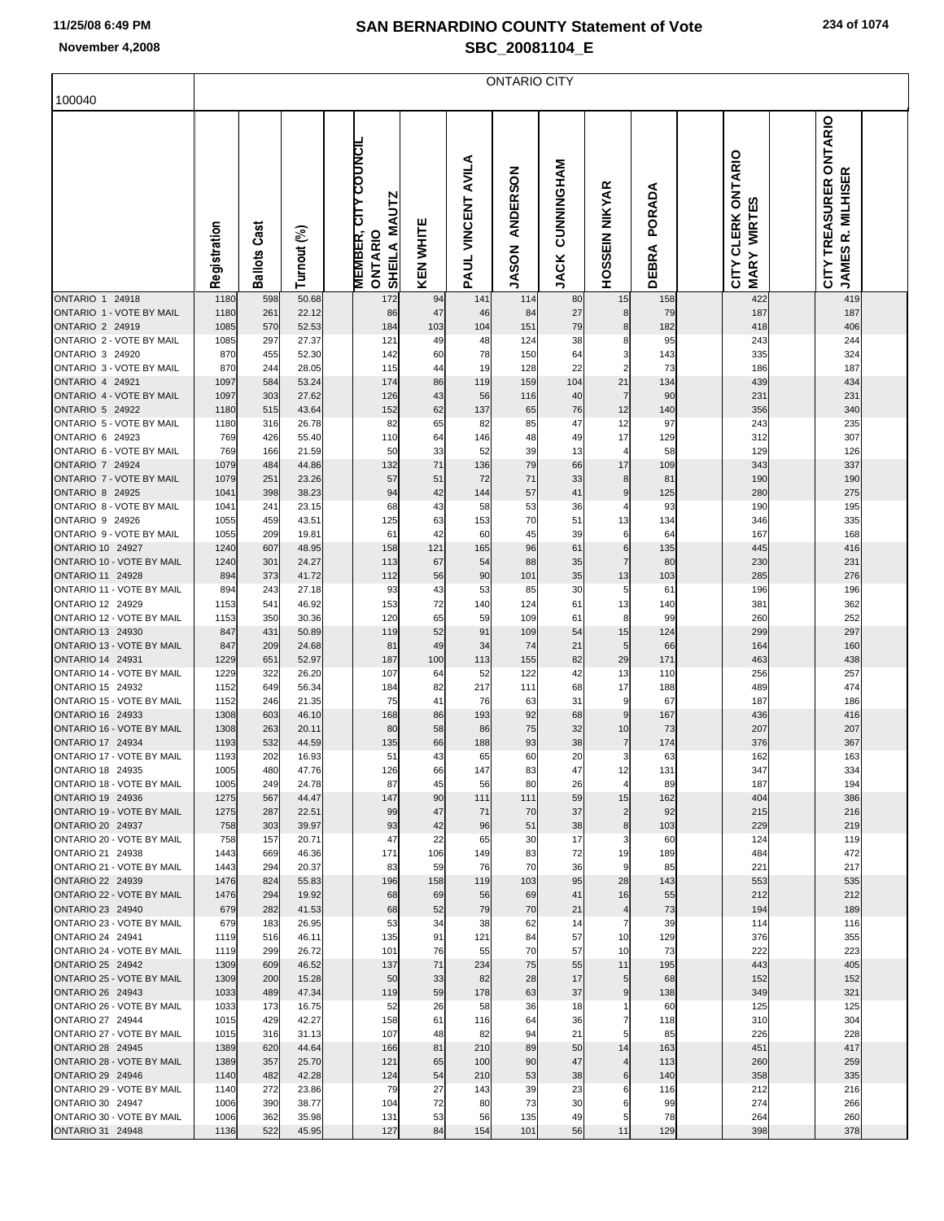# SAN BERNARDINO COUNTY Statement of Vote

## SBC_20081104_E

100040

ONTARIO CITY

| | Registration | Ballots Cast | Turnout (%) | MEMBER, CITY COUNCIL ONTARIO SHEILA MAUTZ | KEN WHITE | PAUL VINCENT AVILA | JASON ANDERSON | JACK CUNNINGHAM | HOSSEIN NIKYAR | DEBRA PORADA | CITY CLERK ONTARIO MARY WIRTES | CITY TREASURER ONTARIO JAMES R. MILHISER |
|---|---|---|---|---|---|---|---|---|---|---|---|---|
| ONTARIO 1 24918 | 1180 | 598 | 50.68 | 172 | 94 | 141 | 114 | 80 | 15 | 158 | 422 | 419 |
| ONTARIO 1 - VOTE BY MAIL | 1180 | 261 | 22.12 | 86 | 47 | 46 | 84 | 27 | 8 | 79 | 187 | 187 |
| ONTARIO 2 24919 | 1085 | 570 | 52.53 | 184 | 103 | 104 | 151 | 79 | 8 | 182 | 418 | 406 |
| ONTARIO 2 - VOTE BY MAIL | 1085 | 297 | 27.37 | 121 | 49 | 48 | 124 | 38 | 8 | 95 | 243 | 244 |
| ONTARIO 3 24920 | 870 | 455 | 52.30 | 142 | 60 | 78 | 150 | 64 | 3 | 143 | 335 | 324 |
| ONTARIO 3 - VOTE BY MAIL | 870 | 244 | 28.05 | 115 | 44 | 19 | 128 | 22 | 2 | 73 | 186 | 187 |
| ONTARIO 4 24921 | 1097 | 584 | 53.24 | 174 | 86 | 119 | 159 | 104 | 21 | 134 | 439 | 434 |
| ONTARIO 4 - VOTE BY MAIL | 1097 | 303 | 27.62 | 126 | 43 | 56 | 116 | 40 | 7 | 90 | 231 | 231 |
| ONTARIO 5 24922 | 1180 | 515 | 43.64 | 152 | 62 | 137 | 65 | 76 | 12 | 140 | 356 | 340 |
| ONTARIO 5 - VOTE BY MAIL | 1180 | 316 | 26.78 | 82 | 65 | 82 | 85 | 47 | 12 | 97 | 243 | 235 |
| ONTARIO 6 24923 | 769 | 426 | 55.40 | 110 | 64 | 146 | 48 | 49 | 17 | 129 | 312 | 307 |
| ONTARIO 6 - VOTE BY MAIL | 769 | 166 | 21.59 | 50 | 33 | 52 | 39 | 13 | 4 | 58 | 129 | 126 |
| ONTARIO 7 24924 | 1079 | 484 | 44.86 | 132 | 71 | 136 | 79 | 66 | 17 | 109 | 343 | 337 |
| ONTARIO 7 - VOTE BY MAIL | 1079 | 251 | 23.26 | 57 | 51 | 72 | 71 | 33 | 8 | 81 | 190 | 190 |
| ONTARIO 8 24925 | 1041 | 398 | 38.23 | 94 | 42 | 144 | 57 | 41 | 9 | 125 | 280 | 275 |
| ONTARIO 8 - VOTE BY MAIL | 1041 | 241 | 23.15 | 68 | 43 | 58 | 53 | 36 | 4 | 93 | 190 | 195 |
| ONTARIO 9 24926 | 1055 | 459 | 43.51 | 125 | 63 | 153 | 70 | 51 | 13 | 134 | 346 | 335 |
| ONTARIO 9 - VOTE BY MAIL | 1055 | 209 | 19.81 | 61 | 42 | 60 | 45 | 39 | 6 | 64 | 167 | 168 |
| ONTARIO 10 24927 | 1240 | 607 | 48.95 | 158 | 121 | 165 | 96 | 61 | 6 | 135 | 445 | 416 |
| ONTARIO 10 - VOTE BY MAIL | 1240 | 301 | 24.27 | 113 | 67 | 54 | 88 | 35 | 7 | 80 | 230 | 231 |
| ONTARIO 11 24928 | 894 | 373 | 41.72 | 112 | 56 | 90 | 101 | 35 | 13 | 103 | 285 | 276 |
| ONTARIO 11 - VOTE BY MAIL | 894 | 243 | 27.18 | 93 | 43 | 53 | 85 | 30 | 5 | 61 | 196 | 196 |
| ONTARIO 12 24929 | 1153 | 541 | 46.92 | 153 | 72 | 140 | 124 | 61 | 13 | 140 | 381 | 362 |
| ONTARIO 12 - VOTE BY MAIL | 1153 | 350 | 30.36 | 120 | 65 | 59 | 109 | 61 | 8 | 99 | 260 | 252 |
| ONTARIO 13 24930 | 847 | 431 | 50.89 | 119 | 52 | 91 | 109 | 54 | 15 | 124 | 299 | 297 |
| ONTARIO 13 - VOTE BY MAIL | 847 | 209 | 24.68 | 81 | 49 | 34 | 74 | 21 | 5 | 66 | 164 | 160 |
| ONTARIO 14 24931 | 1229 | 651 | 52.97 | 187 | 100 | 113 | 155 | 82 | 29 | 171 | 463 | 438 |
| ONTARIO 14 - VOTE BY MAIL | 1229 | 322 | 26.20 | 107 | 64 | 52 | 122 | 42 | 13 | 110 | 256 | 257 |
| ONTARIO 15 24932 | 1152 | 649 | 56.34 | 184 | 82 | 217 | 111 | 68 | 17 | 188 | 489 | 474 |
| ONTARIO 15 - VOTE BY MAIL | 1152 | 246 | 21.35 | 75 | 41 | 76 | 63 | 31 | 9 | 67 | 187 | 186 |
| ONTARIO 16 24933 | 1308 | 603 | 46.10 | 168 | 86 | 193 | 92 | 68 | 9 | 167 | 436 | 416 |
| ONTARIO 16 - VOTE BY MAIL | 1308 | 263 | 20.11 | 80 | 58 | 86 | 75 | 32 | 10 | 73 | 207 | 207 |
| ONTARIO 17 24934 | 1193 | 532 | 44.59 | 135 | 66 | 188 | 93 | 38 | 7 | 174 | 376 | 367 |
| ONTARIO 17 - VOTE BY MAIL | 1193 | 202 | 16.93 | 51 | 43 | 65 | 60 | 20 | 3 | 63 | 162 | 163 |
| ONTARIO 18 24935 | 1005 | 480 | 47.76 | 126 | 66 | 147 | 83 | 47 | 12 | 131 | 347 | 334 |
| ONTARIO 18 - VOTE BY MAIL | 1005 | 249 | 24.78 | 87 | 45 | 56 | 80 | 26 | 4 | 89 | 187 | 194 |
| ONTARIO 19 24936 | 1275 | 567 | 44.47 | 147 | 90 | 111 | 111 | 59 | 15 | 162 | 404 | 386 |
| ONTARIO 19 - VOTE BY MAIL | 1275 | 287 | 22.51 | 99 | 47 | 71 | 70 | 37 | 2 | 92 | 215 | 216 |
| ONTARIO 20 24937 | 758 | 303 | 39.97 | 93 | 42 | 96 | 51 | 38 | 8 | 103 | 229 | 219 |
| ONTARIO 20 - VOTE BY MAIL | 758 | 157 | 20.71 | 47 | 22 | 65 | 30 | 17 | 3 | 60 | 124 | 119 |
| ONTARIO 21 24938 | 1443 | 669 | 46.36 | 171 | 106 | 149 | 83 | 72 | 19 | 189 | 484 | 472 |
| ONTARIO 21 - VOTE BY MAIL | 1443 | 294 | 20.37 | 83 | 59 | 76 | 70 | 36 | 9 | 85 | 221 | 217 |
| ONTARIO 22 24939 | 1476 | 824 | 55.83 | 196 | 158 | 119 | 103 | 95 | 28 | 143 | 553 | 535 |
| ONTARIO 22 - VOTE BY MAIL | 1476 | 294 | 19.92 | 68 | 69 | 56 | 69 | 41 | 16 | 55 | 212 | 212 |
| ONTARIO 23 24940 | 679 | 282 | 41.53 | 68 | 52 | 79 | 70 | 21 | 4 | 73 | 194 | 189 |
| ONTARIO 23 - VOTE BY MAIL | 679 | 183 | 26.95 | 53 | 34 | 38 | 62 | 14 | 7 | 39 | 114 | 116 |
| ONTARIO 24 24941 | 1119 | 516 | 46.11 | 135 | 91 | 121 | 84 | 57 | 10 | 129 | 376 | 355 |
| ONTARIO 24 - VOTE BY MAIL | 1119 | 299 | 26.72 | 101 | 76 | 55 | 70 | 57 | 10 | 73 | 222 | 223 |
| ONTARIO 25 24942 | 1309 | 609 | 46.52 | 137 | 71 | 234 | 75 | 55 | 11 | 195 | 443 | 405 |
| ONTARIO 25 - VOTE BY MAIL | 1309 | 200 | 15.28 | 50 | 33 | 82 | 28 | 17 | 5 | 68 | 152 | 152 |
| ONTARIO 26 24943 | 1033 | 489 | 47.34 | 119 | 59 | 178 | 63 | 37 | 9 | 138 | 349 | 321 |
| ONTARIO 26 - VOTE BY MAIL | 1033 | 173 | 16.75 | 52 | 26 | 58 | 36 | 18 | 1 | 60 | 125 | 125 |
| ONTARIO 27 24944 | 1015 | 429 | 42.27 | 158 | 61 | 116 | 64 | 36 | 7 | 118 | 310 | 304 |
| ONTARIO 27 - VOTE BY MAIL | 1015 | 316 | 31.13 | 107 | 48 | 82 | 94 | 21 | 5 | 85 | 226 | 228 |
| ONTARIO 28 24945 | 1389 | 620 | 44.64 | 166 | 81 | 210 | 89 | 50 | 14 | 163 | 451 | 417 |
| ONTARIO 28 - VOTE BY MAIL | 1389 | 357 | 25.70 | 121 | 65 | 100 | 90 | 47 | 4 | 113 | 260 | 259 |
| ONTARIO 29 24946 | 1140 | 482 | 42.28 | 124 | 54 | 210 | 53 | 38 | 6 | 140 | 358 | 335 |
| ONTARIO 29 - VOTE BY MAIL | 1140 | 272 | 23.86 | 79 | 27 | 143 | 39 | 23 | 6 | 116 | 212 | 216 |
| ONTARIO 30 24947 | 1006 | 390 | 38.77 | 104 | 72 | 80 | 73 | 30 | 6 | 99 | 274 | 266 |
| ONTARIO 30 - VOTE BY MAIL | 1006 | 362 | 35.98 | 131 | 53 | 56 | 135 | 49 | 5 | 78 | 264 | 260 |
| ONTARIO 31 24948 | 1136 | 522 | 45.95 | 127 | 84 | 154 | 101 | 56 | 11 | 129 | 398 | 378 |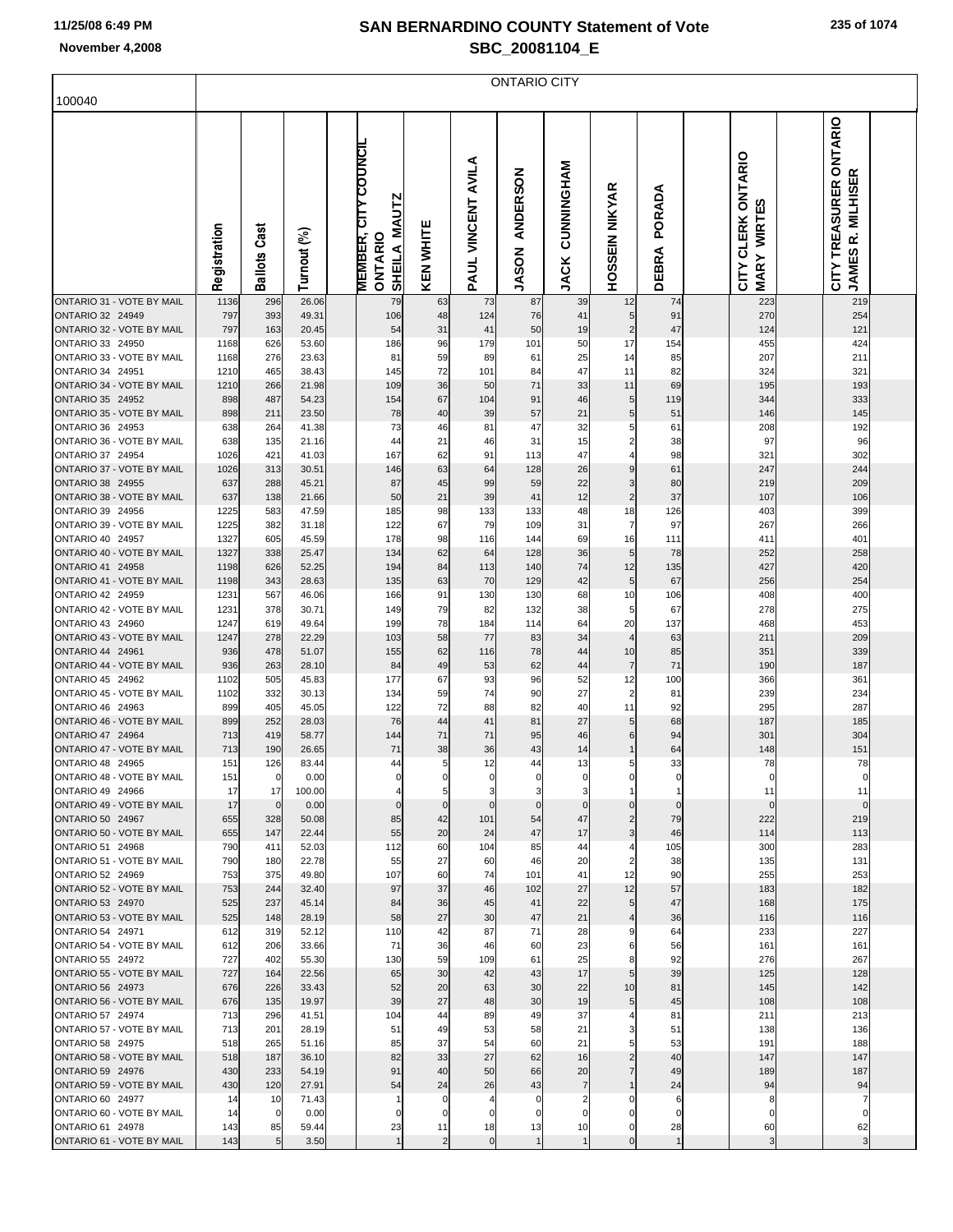# SAN BERNARDINO COUNTY Statement of Vote

## SBC_20081104_E

November 4,2008

100040

ONTARIO CITY

| | Registration | Ballots Cast | Turnout (%) | | MEMBER, CITY COUNCIL ONTARIO SHEILA MAUTZ | KEN WHITE | PAUL VINCENT AVILA | JASON ANDERSON | JACK CUNNINGHAM | HOSSEIN NIKYAR | DEBRA PORADA | | CITY CLERK ONTARIO MARY WIRTES | | CITY TREASURER ONTARIO JAMES R. MILHISER | |
|---|---|---|---|---|---|---|---|---|---|---|---|---|---|---|---|---|
| ONTARIO 31 - VOTE BY MAIL | 1136 | 296 | 26.06 | | 79 | 63 | 73 | 87 | 39 | 12 | 74 | | 223 | | 219 | |
| ONTARIO 32 24949 | 797 | 393 | 49.31 | | 106 | 48 | 124 | 76 | 41 | 5 | 91 | | 270 | | 254 | |
| ONTARIO 32 - VOTE BY MAIL | 797 | 163 | 20.45 | | 54 | 31 | 41 | 50 | 19 | 2 | 47 | | 124 | | 121 | |
| ONTARIO 33 24950 | 1168 | 626 | 53.60 | | 186 | 96 | 179 | 101 | 50 | 17 | 154 | | 455 | | 424 | |
| ONTARIO 33 - VOTE BY MAIL | 1168 | 276 | 23.63 | | 81 | 59 | 89 | 61 | 25 | 14 | 85 | | 207 | | 211 | |
| ONTARIO 34 24951 | 1210 | 465 | 38.43 | | 145 | 72 | 101 | 84 | 47 | 11 | 82 | | 324 | | 321 | |
| ONTARIO 34 - VOTE BY MAIL | 1210 | 266 | 21.98 | | 109 | 36 | 50 | 71 | 33 | 11 | 69 | | 195 | | 193 | |
| ONTARIO 35 24952 | 898 | 487 | 54.23 | | 154 | 67 | 104 | 91 | 46 | 5 | 119 | | 344 | | 333 | |
| ONTARIO 35 - VOTE BY MAIL | 898 | 211 | 23.50 | | 78 | 40 | 39 | 57 | 21 | 5 | 51 | | 146 | | 145 | |
| ONTARIO 36 24953 | 638 | 264 | 41.38 | | 73 | 46 | 81 | 47 | 32 | 5 | 61 | | 208 | | 192 | |
| ONTARIO 36 - VOTE BY MAIL | 638 | 135 | 21.16 | | 44 | 21 | 46 | 31 | 15 | 2 | 38 | | 97 | | 96 | |
| ONTARIO 37 24954 | 1026 | 421 | 41.03 | | 167 | 62 | 91 | 113 | 47 | 4 | 98 | | 321 | | 302 | |
| ONTARIO 37 - VOTE BY MAIL | 1026 | 313 | 30.51 | | 146 | 63 | 64 | 128 | 26 | 9 | 61 | | 247 | | 244 | |
| ONTARIO 38 24955 | 637 | 288 | 45.21 | | 87 | 45 | 99 | 59 | 22 | 3 | 80 | | 219 | | 209 | |
| ONTARIO 38 - VOTE BY MAIL | 637 | 138 | 21.66 | | 50 | 21 | 39 | 41 | 12 | 2 | 37 | | 107 | | 106 | |
| ONTARIO 39 24956 | 1225 | 583 | 47.59 | | 185 | 98 | 133 | 133 | 48 | 18 | 126 | | 403 | | 399 | |
| ONTARIO 39 - VOTE BY MAIL | 1225 | 382 | 31.18 | | 122 | 67 | 79 | 109 | 31 | 7 | 97 | | 267 | | 266 | |
| ONTARIO 40 24957 | 1327 | 605 | 45.59 | | 178 | 98 | 116 | 144 | 69 | 16 | 111 | | 411 | | 401 | |
| ONTARIO 40 - VOTE BY MAIL | 1327 | 338 | 25.47 | | 134 | 62 | 64 | 128 | 36 | 5 | 78 | | 252 | | 258 | |
| ONTARIO 41 24958 | 1198 | 626 | 52.25 | | 194 | 84 | 113 | 140 | 74 | 12 | 135 | | 427 | | 420 | |
| ONTARIO 41 - VOTE BY MAIL | 1198 | 343 | 28.63 | | 135 | 63 | 70 | 129 | 42 | 5 | 67 | | 256 | | 254 | |
| ONTARIO 42 24959 | 1231 | 567 | 46.06 | | 166 | 91 | 130 | 130 | 68 | 10 | 106 | | 408 | | 400 | |
| ONTARIO 42 - VOTE BY MAIL | 1231 | 378 | 30.71 | | 149 | 79 | 82 | 132 | 38 | 5 | 67 | | 278 | | 275 | |
| ONTARIO 43 24960 | 1247 | 619 | 49.64 | | 199 | 78 | 184 | 114 | 64 | 20 | 137 | | 468 | | 453 | |
| ONTARIO 43 - VOTE BY MAIL | 1247 | 278 | 22.29 | | 103 | 58 | 77 | 83 | 34 | 4 | 63 | | 211 | | 209 | |
| ONTARIO 44 24961 | 936 | 478 | 51.07 | | 155 | 62 | 116 | 78 | 44 | 10 | 85 | | 351 | | 339 | |
| ONTARIO 44 - VOTE BY MAIL | 936 | 263 | 28.10 | | 84 | 49 | 53 | 62 | 44 | 7 | 71 | | 190 | | 187 | |
| ONTARIO 45 24962 | 1102 | 505 | 45.83 | | 177 | 67 | 93 | 96 | 52 | 12 | 100 | | 366 | | 361 | |
| ONTARIO 45 - VOTE BY MAIL | 1102 | 332 | 30.13 | | 134 | 59 | 74 | 90 | 27 | 2 | 81 | | 239 | | 234 | |
| ONTARIO 46 24963 | 899 | 405 | 45.05 | | 122 | 72 | 88 | 82 | 40 | 11 | 92 | | 295 | | 287 | |
| ONTARIO 46 - VOTE BY MAIL | 899 | 252 | 28.03 | | 76 | 44 | 41 | 81 | 27 | 5 | 68 | | 187 | | 185 | |
| ONTARIO 47 24964 | 713 | 419 | 58.77 | | 144 | 71 | 71 | 95 | 46 | 6 | 94 | | 301 | | 304 | |
| ONTARIO 47 - VOTE BY MAIL | 713 | 190 | 26.65 | | 71 | 38 | 36 | 43 | 14 | 1 | 64 | | 148 | | 151 | |
| ONTARIO 48 24965 | 151 | 126 | 83.44 | | 44 | 5 | 12 | 44 | 13 | 5 | 33 | | 78 | | 78 | |
| ONTARIO 48 - VOTE BY MAIL | 151 | 0 | 0.00 | | 0 | 0 | 0 | 0 | 0 | 0 | 0 | | 0 | | 0 | |
| ONTARIO 49 24966 | 17 | 17 | 100.00 | | 4 | 5 | 3 | 3 | 3 | 1 | 1 | | 11 | | 11 | |
| ONTARIO 49 - VOTE BY MAIL | 17 | 0 | 0.00 | | 0 | 0 | 0 | 0 | 0 | 0 | 0 | | 0 | | 0 | |
| ONTARIO 50 24967 | 655 | 328 | 50.08 | | 85 | 42 | 101 | 54 | 47 | 2 | 79 | | 222 | | 219 | |
| ONTARIO 50 - VOTE BY MAIL | 655 | 147 | 22.44 | | 55 | 20 | 24 | 47 | 17 | 3 | 46 | | 114 | | 113 | |
| ONTARIO 51 24968 | 790 | 411 | 52.03 | | 112 | 60 | 104 | 85 | 44 | 4 | 105 | | 300 | | 283 | |
| ONTARIO 51 - VOTE BY MAIL | 790 | 180 | 22.78 | | 55 | 27 | 60 | 46 | 20 | 2 | 38 | | 135 | | 131 | |
| ONTARIO 52 24969 | 753 | 375 | 49.80 | | 107 | 60 | 74 | 101 | 41 | 12 | 90 | | 255 | | 253 | |
| ONTARIO 52 - VOTE BY MAIL | 753 | 244 | 32.40 | | 97 | 37 | 46 | 102 | 27 | 12 | 57 | | 183 | | 182 | |
| ONTARIO 53 24970 | 525 | 237 | 45.14 | | 84 | 36 | 45 | 41 | 22 | 5 | 47 | | 168 | | 175 | |
| ONTARIO 53 - VOTE BY MAIL | 525 | 148 | 28.19 | | 58 | 27 | 30 | 47 | 21 | 4 | 36 | | 116 | | 116 | |
| ONTARIO 54 24971 | 612 | 319 | 52.12 | | 110 | 42 | 87 | 71 | 28 | 9 | 64 | | 233 | | 227 | |
| ONTARIO 54 - VOTE BY MAIL | 612 | 206 | 33.66 | | 71 | 36 | 46 | 60 | 23 | 6 | 56 | | 161 | | 161 | |
| ONTARIO 55 24972 | 727 | 402 | 55.30 | | 130 | 59 | 109 | 61 | 25 | 8 | 92 | | 276 | | 267 | |
| ONTARIO 55 - VOTE BY MAIL | 727 | 164 | 22.56 | | 65 | 30 | 42 | 43 | 17 | 5 | 39 | | 125 | | 128 | |
| ONTARIO 56 24973 | 676 | 226 | 33.43 | | 52 | 20 | 63 | 30 | 22 | 10 | 81 | | 145 | | 142 | |
| ONTARIO 56 - VOTE BY MAIL | 676 | 135 | 19.97 | | 39 | 27 | 48 | 30 | 19 | 5 | 45 | | 108 | | 108 | |
| ONTARIO 57 24974 | 713 | 296 | 41.51 | | 104 | 44 | 89 | 49 | 37 | 4 | 81 | | 211 | | 213 | |
| ONTARIO 57 - VOTE BY MAIL | 713 | 201 | 28.19 | | 51 | 49 | 53 | 58 | 21 | 3 | 51 | | 138 | | 136 | |
| ONTARIO 58 24975 | 518 | 265 | 51.16 | | 85 | 37 | 54 | 60 | 21 | 5 | 53 | | 191 | | 188 | |
| ONTARIO 58 - VOTE BY MAIL | 518 | 187 | 36.10 | | 82 | 33 | 27 | 62 | 16 | 2 | 40 | | 147 | | 147 | |
| ONTARIO 59 24976 | 430 | 233 | 54.19 | | 91 | 40 | 50 | 66 | 20 | 7 | 49 | | 189 | | 187 | |
| ONTARIO 59 - VOTE BY MAIL | 430 | 120 | 27.91 | | 54 | 24 | 26 | 43 | 7 | 1 | 24 | | 94 | | 94 | |
| ONTARIO 60 24977 | 14 | 10 | 71.43 | | 1 | 0 | 4 | 0 | 2 | 0 | 6 | | 8 | | 7 | |
| ONTARIO 60 - VOTE BY MAIL | 14 | 0 | 0.00 | | 0 | 0 | 0 | 0 | 0 | 0 | 0 | | 0 | | 0 | |
| ONTARIO 61 24978 | 143 | 85 | 59.44 | | 23 | 11 | 18 | 13 | 10 | 0 | 28 | | 60 | | 62 | |
| ONTARIO 61 - VOTE BY MAIL | 143 | 5 | 3.50 | | 1 | 2 | 0 | 1 | 1 | 0 | 1 | | 3 | | 3 | |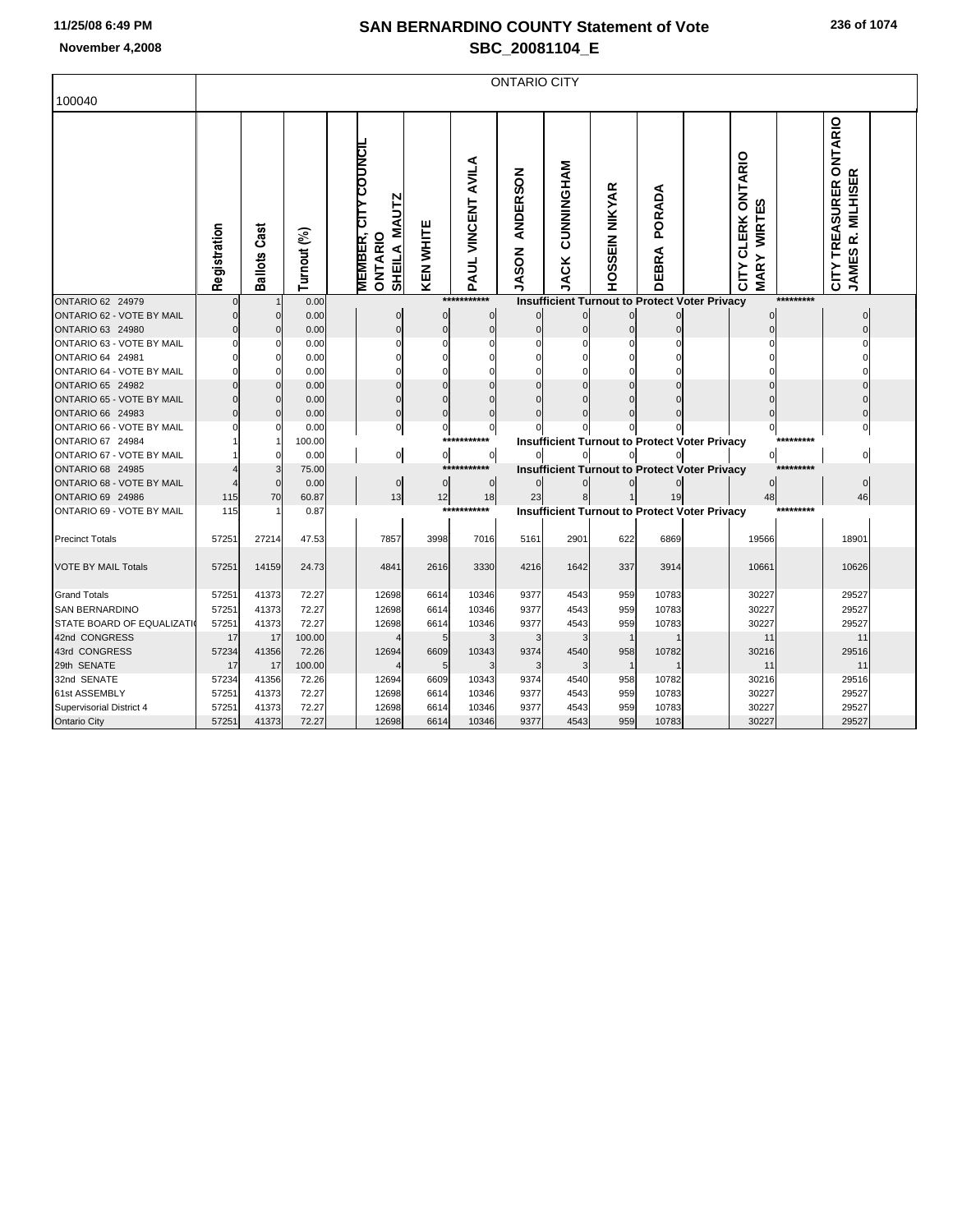# SAN BERNARDINO COUNTY Statement of Vote

## SBC_20081104_E

11/25/08 6:49 PM

November 4,2008

| 100040 | ONTARIO CITY | | | | | | | | | | | | | | | |
|---|---|---|---|---|---|---|---|---|---|---|---|---|---|---|---|---|
| | Registration | Ballots Cast | Turnout (%) | | MEMBER, CITY COUNCIL ONTARIO SHEILA MAUTZ | KEN WHITE | PAUL VINCENT AVILA | JASON ANDERSON | JACK CUNNINGHAM | HOSSEIN NIKYAR | DEBRA PORADA | | CITY CLERK ONTARIO MARY WIRTES | | CITY TREASURER ONTARIO JAMES R. MILHISER | |
| ONTARIO 62 24979 | 0 | 1 | 0.00 | | | | *********** | Insufficient Turnout to Protect Voter Privacy | | | | | | ********* | | |
| ONTARIO 62 - VOTE BY MAIL | 0 | 0 | 0.00 | | 0 | 0 | 0 | 0 | 0 | 0 | 0 | | 0 | | 0 | |
| ONTARIO 63 24980 | 0 | 0 | 0.00 | | 0 | 0 | 0 | 0 | 0 | 0 | 0 | | 0 | | 0 | |
| ONTARIO 63 - VOTE BY MAIL | 0 | 0 | 0.00 | | 0 | 0 | 0 | 0 | 0 | 0 | 0 | | 0 | | 0 | |
| ONTARIO 64 24981 | 0 | 0 | 0.00 | | 0 | 0 | 0 | 0 | 0 | 0 | 0 | | 0 | | 0 | |
| ONTARIO 64 - VOTE BY MAIL | 0 | 0 | 0.00 | | 0 | 0 | 0 | 0 | 0 | 0 | 0 | | 0 | | 0 | |
| ONTARIO 65 24982 | 0 | 0 | 0.00 | | 0 | 0 | 0 | 0 | 0 | 0 | 0 | | 0 | | 0 | |
| ONTARIO 65 - VOTE BY MAIL | 0 | 0 | 0.00 | | 0 | 0 | 0 | 0 | 0 | 0 | 0 | | 0 | | 0 | |
| ONTARIO 66 24983 | 0 | 0 | 0.00 | | 0 | 0 | 0 | 0 | 0 | 0 | 0 | | 0 | | 0 | |
| ONTARIO 66 - VOTE BY MAIL | 0 | 0 | 0.00 | | 0 | 0 | 0 | 0 | 0 | 0 | 0 | | 0 | | 0 | |
| ONTARIO 67 24984 | 1 | 1 | 100.00 | | | | *********** | Insufficient Turnout to Protect Voter Privacy | | | | | | ********* | | |
| ONTARIO 67 - VOTE BY MAIL | 1 | 0 | 0.00 | | 0 | 0 | 0 | 0 | 0 | 0 | 0 | | 0 | | 0 | |
| ONTARIO 68 24985 | 4 | 3 | 75.00 | | | | *********** | Insufficient Turnout to Protect Voter Privacy | | | | | | ********* | | |
| ONTARIO 68 - VOTE BY MAIL | 4 | 0 | 0.00 | | 0 | 0 | 0 | 0 | 0 | 0 | 0 | | 0 | | 0 | |
| ONTARIO 69 24986 | 115 | 70 | 60.87 | | 13 | 12 | 18 | 23 | 8 | 1 | 19 | | 48 | | 46 | |
| ONTARIO 69 - VOTE BY MAIL | 115 | 1 | 0.87 | | | | *********** | Insufficient Turnout to Protect Voter Privacy | | | | | | ********* | | |
| Precinct Totals | 57251 | 27214 | 47.53 | | 7857 | 3998 | 7016 | 5161 | 2901 | 622 | 6869 | | 19566 | | 18901 | |
| VOTE BY MAIL Totals | 57251 | 14159 | 24.73 | | 4841 | 2616 | 3330 | 4216 | 1642 | 337 | 3914 | | 10661 | | 10626 | |
| Grand Totals | 57251 | 41373 | 72.27 | | 12698 | 6614 | 10346 | 9377 | 4543 | 959 | 10783 | | 30227 | | 29527 | |
| SAN BERNARDINO | 57251 | 41373 | 72.27 | | 12698 | 6614 | 10346 | 9377 | 4543 | 959 | 10783 | | 30227 | | 29527 | |
| STATE BOARD OF EQUALIZATI | 57251 | 41373 | 72.27 | | 12698 | 6614 | 10346 | 9377 | 4543 | 959 | 10783 | | 30227 | | 29527 | |
| 42nd CONGRESS | 17 | 17 | 100.00 | | 4 | 5 | 3 | 3 | 3 | 1 | 1 | | 11 | | 11 | |
| 43rd CONGRESS | 57234 | 41356 | 72.26 | | 12694 | 6609 | 10343 | 9374 | 4540 | 958 | 10782 | | 30216 | | 29516 | |
| 29th SENATE | 17 | 17 | 100.00 | | 4 | 5 | 3 | 3 | 3 | 1 | 1 | | 11 | | 11 | |
| 32nd SENATE | 57234 | 41356 | 72.26 | | 12694 | 6609 | 10343 | 9374 | 4540 | 958 | 10782 | | 30216 | | 29516 | |
| 61st ASSEMBLY | 57251 | 41373 | 72.27 | | 12698 | 6614 | 10346 | 9377 | 4543 | 959 | 10783 | | 30227 | | 29527 | |
| Supervisorial District 4 | 57251 | 41373 | 72.27 | | 12698 | 6614 | 10346 | 9377 | 4543 | 959 | 10783 | | 30227 | | 29527 | |
| Ontario City | 57251 | 41373 | 72.27 | | 12698 | 6614 | 10346 | 9377 | 4543 | 959 | 10783 | | 30227 | | 29527 | |